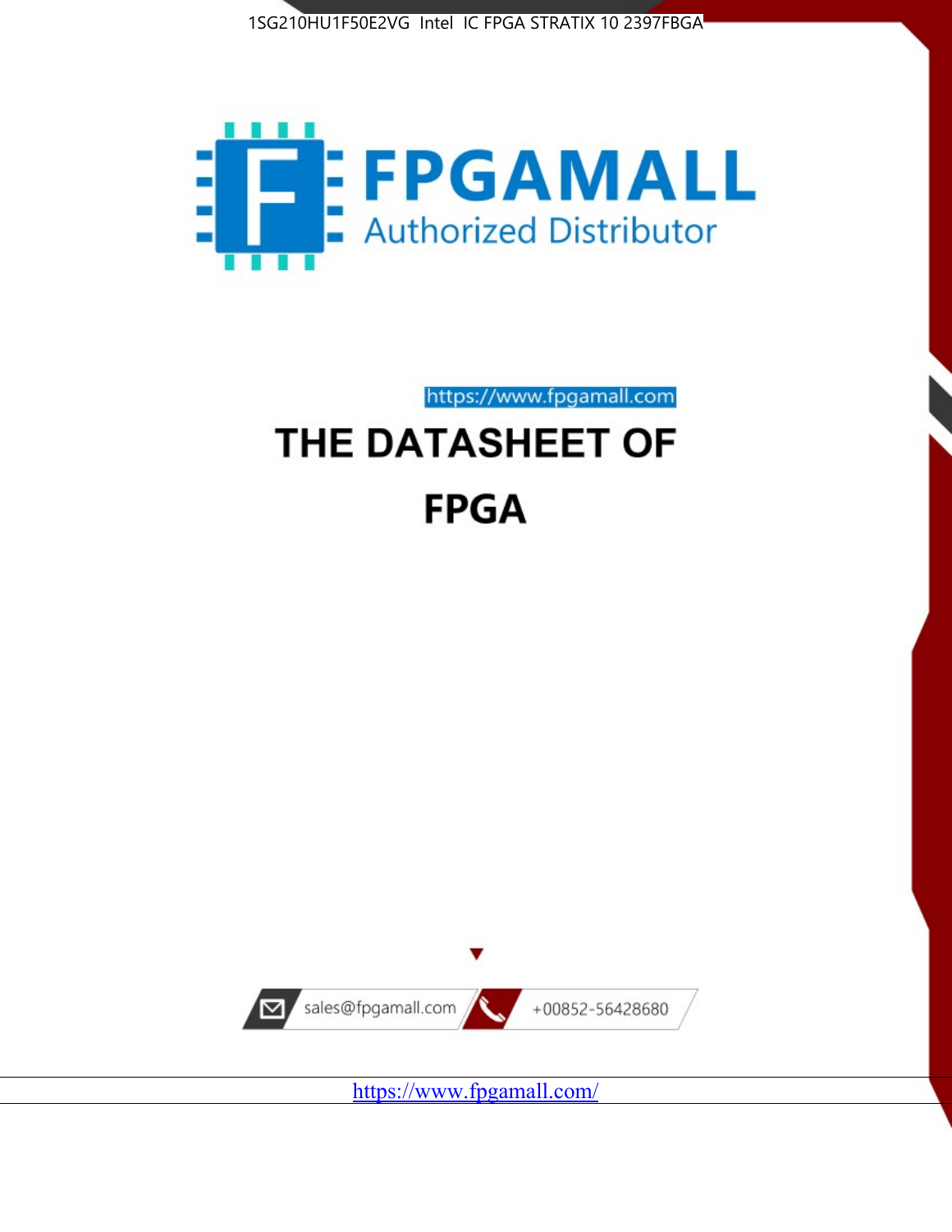1SG210HU1F50E2VG Intel IC FPGA STRATIX 10 2397FBGA

FPGAMALL

Authorized Distributor

https://www.fpgamall.com

# THE DATASHEET OF

# FPGA

sales@fpgamall.com

+00852-56428680

https://www.fpgamall.com/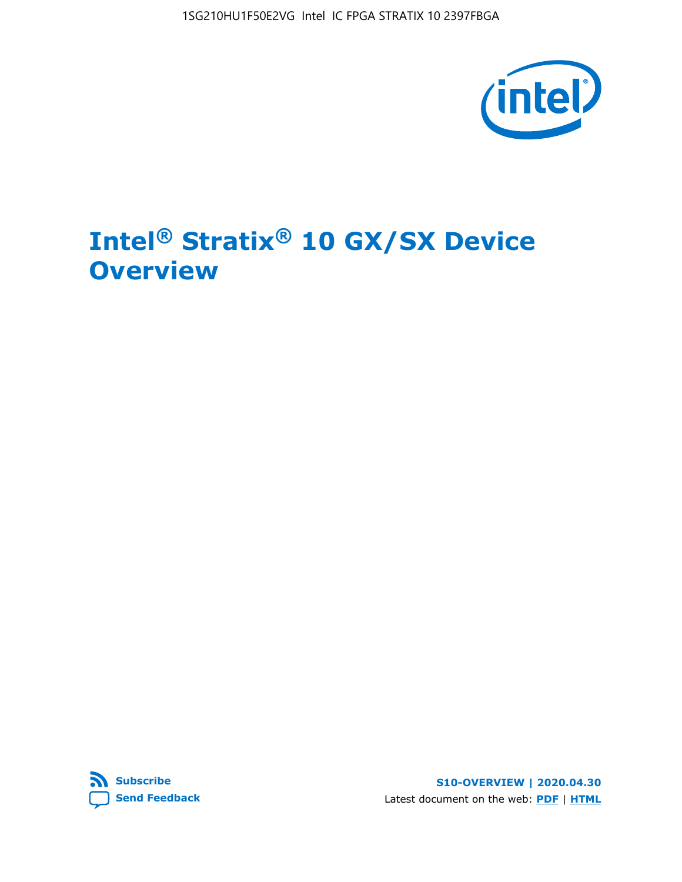# Intel® Stratix® 10 GX/SX Device Overview

Subscribe

Send Feedback

S10-OVERVIEW | 2020.04.30

Latest document on the web: PDF | HTML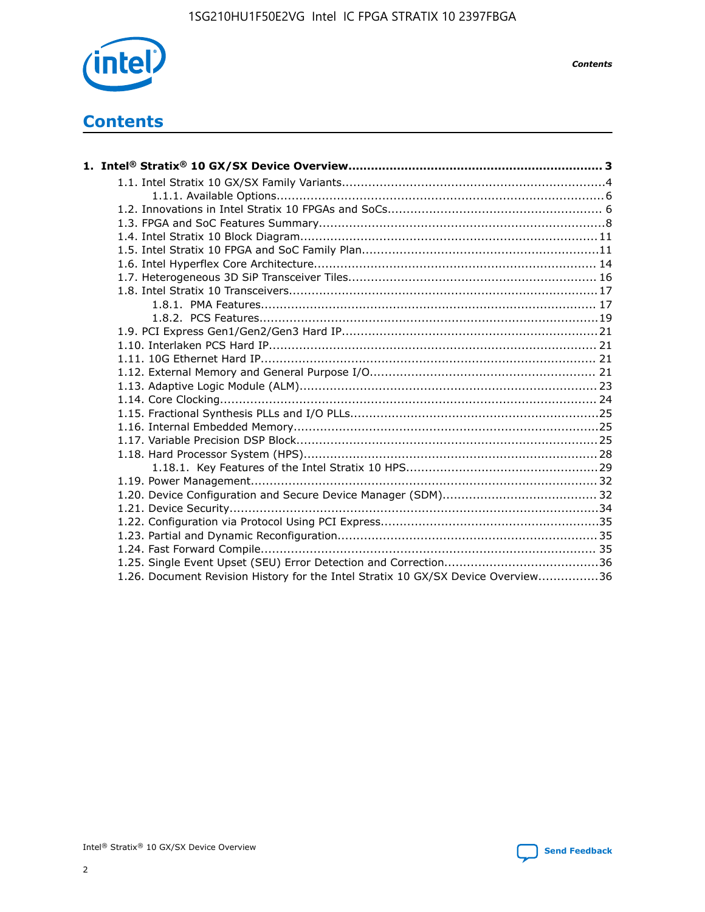# Contents

**1. Intel® Stratix® 10 GX/SX Device Overview................................................................... 3**

- 1.1. Intel Stratix 10 GX/SX Family Variants.....................................................................4
  - 1.1.1. Available Options......................................................................................6
- 1.2. Innovations in Intel Stratix 10 FPGAs and SoCs........................................................ 6
- 1.3. FPGA and SoC Features Summary...........................................................................8
- 1.4. Intel Stratix 10 Block Diagram............................................................................... 11
- 1.5. Intel Stratix 10 FPGA and SoC Family Plan...............................................................11
- 1.6. Intel Hyperflex Core Architecture.......................................................................... 14
- 1.7. Heterogeneous 3D SiP Transceiver Tiles................................................................. 16
- 1.8. Intel Stratix 10 Transceivers................................................................................. 17
  - 1.8.1. PMA Features........................................................................................ 17
  - 1.8.2. PCS Features.........................................................................................19
- 1.9. PCI Express Gen1/Gen2/Gen3 Hard IP...................................................................21
- 1.10. Interlaken PCS Hard IP...................................................................................... 21
- 1.11. 10G Ethernet Hard IP........................................................................................ 21
- 1.12. External Memory and General Purpose I/O........................................................... 21
- 1.13. Adaptive Logic Module (ALM).............................................................................. 23
- 1.14. Core Clocking................................................................................................... 24
- 1.15. Fractional Synthesis PLLs and I/O PLLs.................................................................25
- 1.16. Internal Embedded Memory................................................................................25
- 1.17. Variable Precision DSP Block...............................................................................25
- 1.18. Hard Processor System (HPS).............................................................................28
  - 1.18.1. Key Features of the Intel Stratix 10 HPS..................................................29
- 1.19. Power Management.......................................................................................... 32
- 1.20. Device Configuration and Secure Device Manager (SDM)......................................... 32
- 1.21. Device Security.................................................................................................34
- 1.22. Configuration via Protocol Using PCI Express.........................................................35
- 1.23. Partial and Dynamic Reconfiguration.................................................................... 35
- 1.24. Fast Forward Compile........................................................................................ 35
- 1.25. Single Event Upset (SEU) Error Detection and Correction........................................36
- 1.26. Document Revision History for the Intel Stratix 10 GX/SX Device Overview................36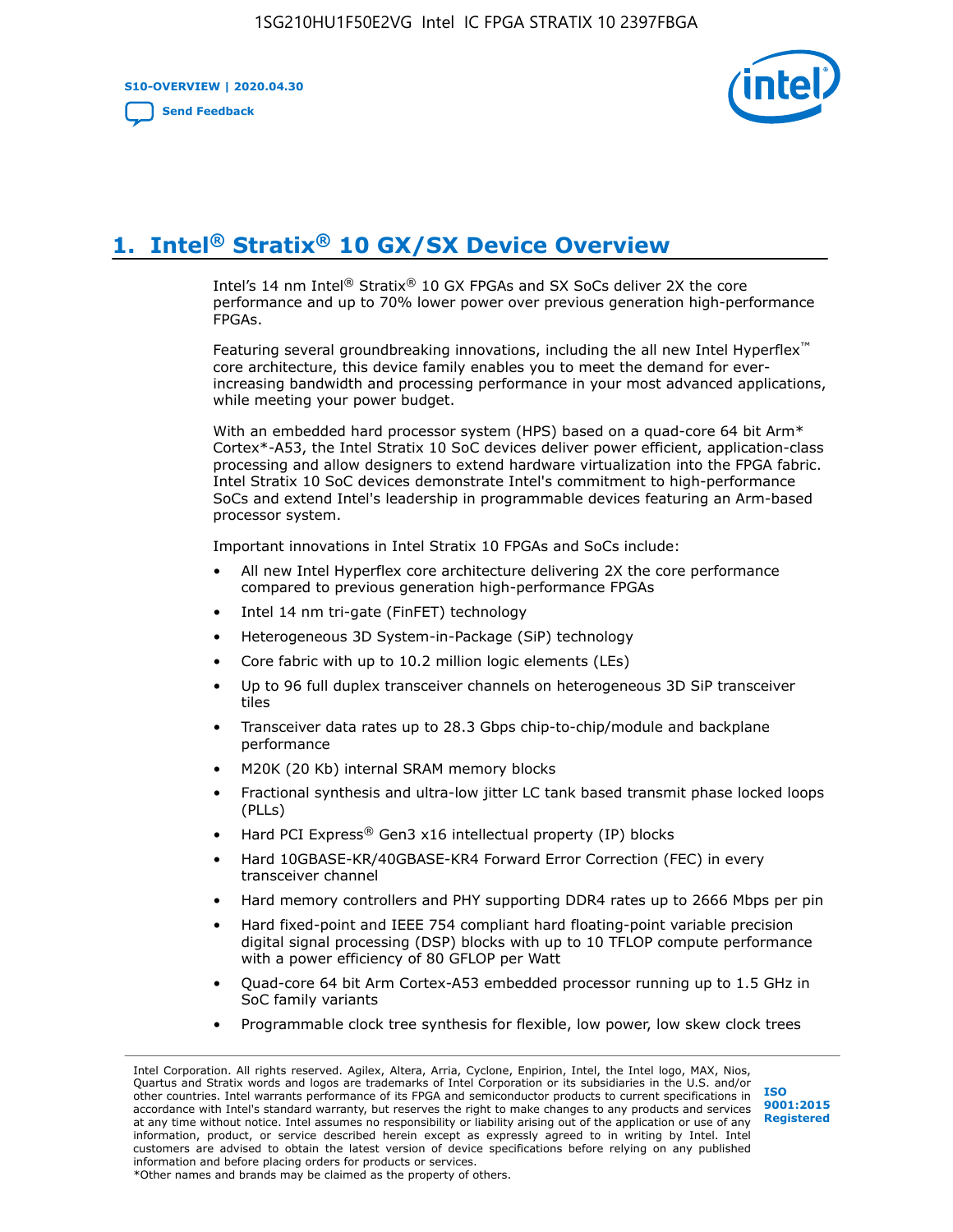# 1. Intel® Stratix® 10 GX/SX Device Overview

Intel's 14 nm Intel® Stratix® 10 GX FPGAs and SX SoCs deliver 2X the core performance and up to 70% lower power over previous generation high-performance FPGAs.

Featuring several groundbreaking innovations, including the all new Intel Hyperflex™ core architecture, this device family enables you to meet the demand for ever-increasing bandwidth and processing performance in your most advanced applications, while meeting your power budget.

With an embedded hard processor system (HPS) based on a quad-core 64 bit Arm* Cortex*-A53, the Intel Stratix 10 SoC devices deliver power efficient, application-class processing and allow designers to extend hardware virtualization into the FPGA fabric. Intel Stratix 10 SoC devices demonstrate Intel's commitment to high-performance SoCs and extend Intel's leadership in programmable devices featuring an Arm-based processor system.

Important innovations in Intel Stratix 10 FPGAs and SoCs include:

- All new Intel Hyperflex core architecture delivering 2X the core performance compared to previous generation high-performance FPGAs
- Intel 14 nm tri-gate (FinFET) technology
- Heterogeneous 3D System-in-Package (SiP) technology
- Core fabric with up to 10.2 million logic elements (LEs)
- Up to 96 full duplex transceiver channels on heterogeneous 3D SiP transceiver tiles
- Transceiver data rates up to 28.3 Gbps chip-to-chip/module and backplane performance
- M20K (20 Kb) internal SRAM memory blocks
- Fractional synthesis and ultra-low jitter LC tank based transmit phase locked loops (PLLs)
- Hard PCI Express® Gen3 x16 intellectual property (IP) blocks
- Hard 10GBASE-KR/40GBASE-KR4 Forward Error Correction (FEC) in every transceiver channel
- Hard memory controllers and PHY supporting DDR4 rates up to 2666 Mbps per pin
- Hard fixed-point and IEEE 754 compliant hard floating-point variable precision digital signal processing (DSP) blocks with up to 10 TFLOP compute performance with a power efficiency of 80 GFLOP per Watt
- Quad-core 64 bit Arm Cortex-A53 embedded processor running up to 1.5 GHz in SoC family variants
- Programmable clock tree synthesis for flexible, low power, low skew clock trees

Intel Corporation. All rights reserved. Agilex, Altera, Arria, Cyclone, Enpirion, Intel, the Intel logo, MAX, Nios, Quartus and Stratix words and logos are trademarks of Intel Corporation or its subsidiaries in the U.S. and/or other countries. Intel warrants performance of its FPGA and semiconductor products to current specifications in accordance with Intel's standard warranty, but reserves the right to make changes to any products and services at any time without notice. Intel assumes no responsibility or liability arising out of the application or use of any information, product, or service described herein except as expressly agreed to in writing by Intel. Intel customers are advised to obtain the latest version of device specifications before relying on any published information and before placing orders for products or services.
*Other names and brands may be claimed as the property of others.

ISO 9001:2015 Registered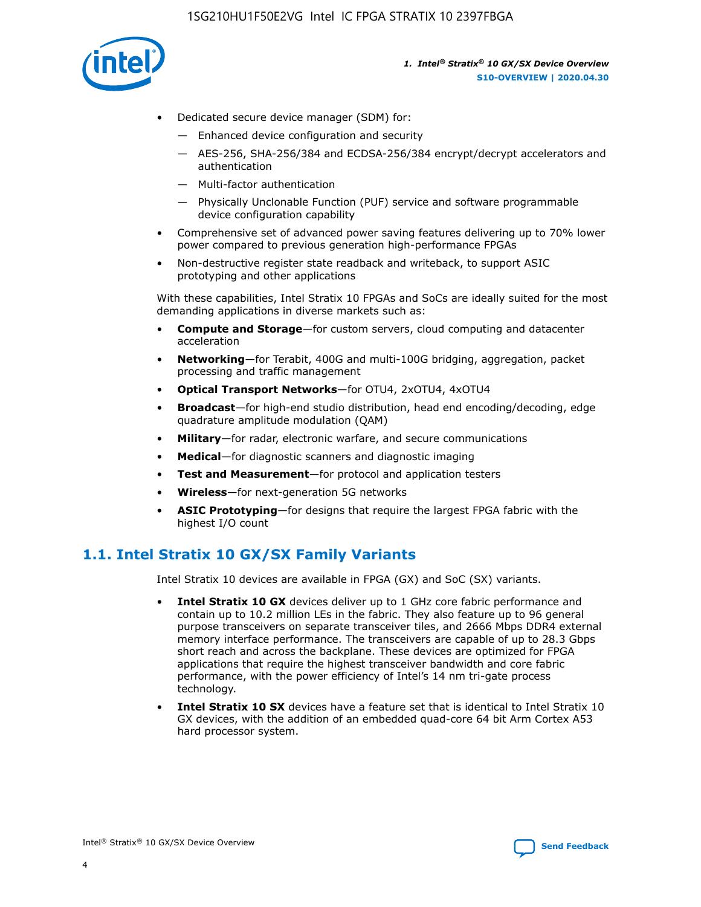- Dedicated secure device manager (SDM) for:
  - Enhanced device configuration and security
  - AES-256, SHA-256/384 and ECDSA-256/384 encrypt/decrypt accelerators and authentication
  - Multi-factor authentication
  - Physically Unclonable Function (PUF) service and software programmable device configuration capability
- Comprehensive set of advanced power saving features delivering up to 70% lower power compared to previous generation high-performance FPGAs
- Non-destructive register state readback and writeback, to support ASIC prototyping and other applications

With these capabilities, Intel Stratix 10 FPGAs and SoCs are ideally suited for the most demanding applications in diverse markets such as:

- **Compute and Storage**—for custom servers, cloud computing and datacenter acceleration
- **Networking**—for Terabit, 400G and multi-100G bridging, aggregation, packet processing and traffic management
- **Optical Transport Networks**—for OTU4, 2xOTU4, 4xOTU4
- **Broadcast**—for high-end studio distribution, head end encoding/decoding, edge quadrature amplitude modulation (QAM)
- **Military**—for radar, electronic warfare, and secure communications
- **Medical**—for diagnostic scanners and diagnostic imaging
- **Test and Measurement**—for protocol and application testers
- **Wireless**—for next-generation 5G networks
- **ASIC Prototyping**—for designs that require the largest FPGA fabric with the highest I/O count

## 1.1. Intel Stratix 10 GX/SX Family Variants

Intel Stratix 10 devices are available in FPGA (GX) and SoC (SX) variants.

- **Intel Stratix 10 GX** devices deliver up to 1 GHz core fabric performance and contain up to 10.2 million LEs in the fabric. They also feature up to 96 general purpose transceivers on separate transceiver tiles, and 2666 Mbps DDR4 external memory interface performance. The transceivers are capable of up to 28.3 Gbps short reach and across the backplane. These devices are optimized for FPGA applications that require the highest transceiver bandwidth and core fabric performance, with the power efficiency of Intel's 14 nm tri-gate process technology.
- **Intel Stratix 10 SX** devices have a feature set that is identical to Intel Stratix 10 GX devices, with the addition of an embedded quad-core 64 bit Arm Cortex A53 hard processor system.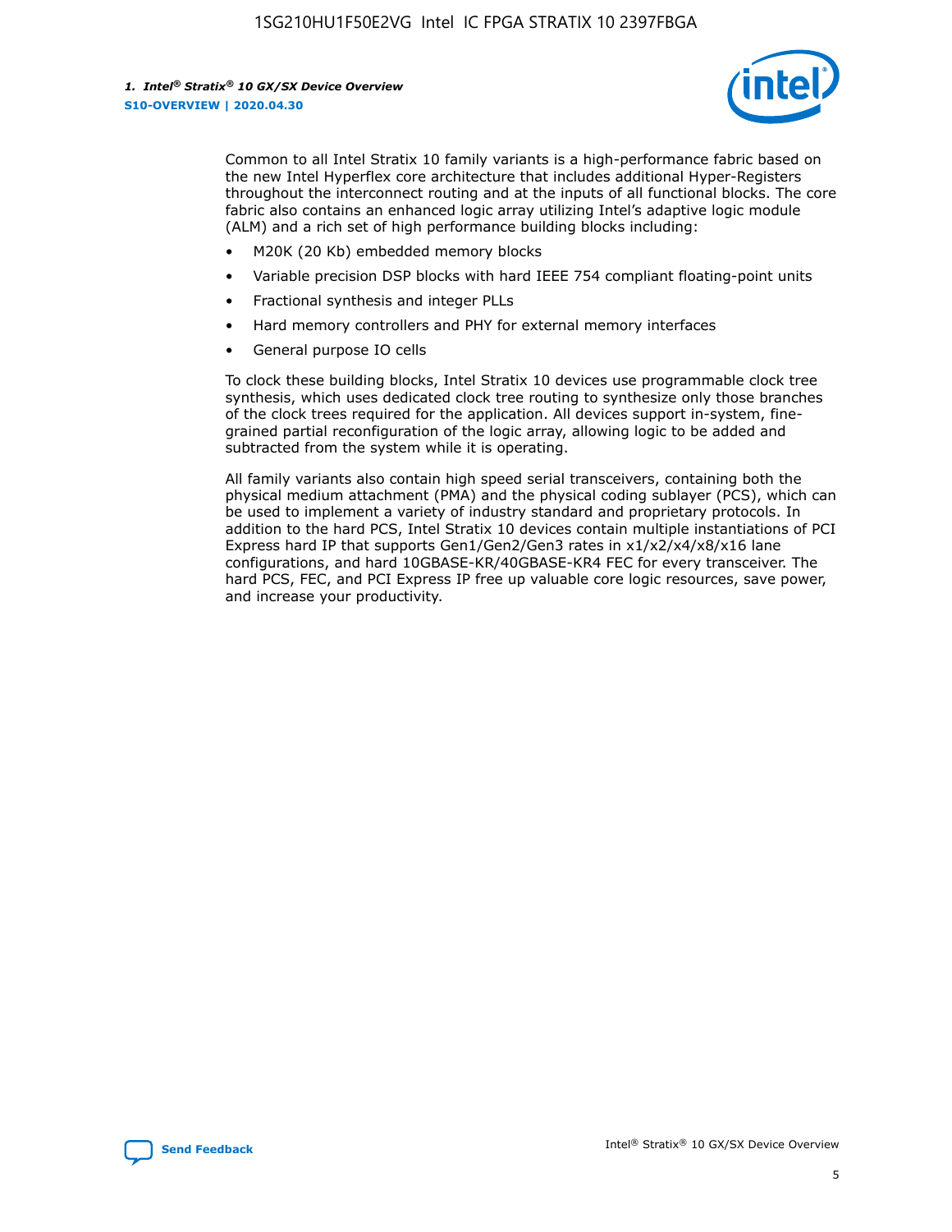Common to all Intel Stratix 10 family variants is a high-performance fabric based on the new Intel Hyperflex core architecture that includes additional Hyper-Registers throughout the interconnect routing and at the inputs of all functional blocks. The core fabric also contains an enhanced logic array utilizing Intel's adaptive logic module (ALM) and a rich set of high performance building blocks including:

- M20K (20 Kb) embedded memory blocks
- Variable precision DSP blocks with hard IEEE 754 compliant floating-point units
- Fractional synthesis and integer PLLs
- Hard memory controllers and PHY for external memory interfaces
- General purpose IO cells

To clock these building blocks, Intel Stratix 10 devices use programmable clock tree synthesis, which uses dedicated clock tree routing to synthesize only those branches of the clock trees required for the application. All devices support in-system, fine-grained partial reconfiguration of the logic array, allowing logic to be added and subtracted from the system while it is operating.

All family variants also contain high speed serial transceivers, containing both the physical medium attachment (PMA) and the physical coding sublayer (PCS), which can be used to implement a variety of industry standard and proprietary protocols. In addition to the hard PCS, Intel Stratix 10 devices contain multiple instantiations of PCI Express hard IP that supports Gen1/Gen2/Gen3 rates in x1/x2/x4/x8/x16 lane configurations, and hard 10GBASE-KR/40GBASE-KR4 FEC for every transceiver. The hard PCS, FEC, and PCI Express IP free up valuable core logic resources, save power, and increase your productivity.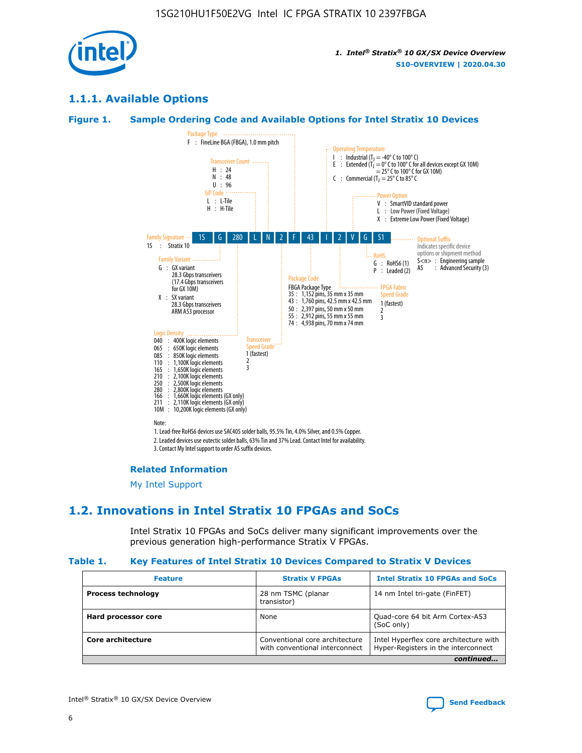### 1.1.1. Available Options

**Figure 1. Sample Ordering Code and Available Options for Intel Stratix 10 Devices**

| 1S | G | 280 | L | N | 2 | F | 43 | I | 2 | V | G | S1 |
|---|---|---|---|---|---|---|---|---|---|---|---|---|

**Family Signature**
1S : Stratix 10

**Family Variant**
G : GX variant
28.3 Gbps transceivers
(17.4 Gbps transceivers for GX 10M)
X : SX variant
28.3 Gbps transceivers
ARM A53 processor

**Logic Density**
040 : 400K logic elements
065 : 650K logic elements
085 : 850K logic elements
110 : 1,100K logic elements
165 : 1,650K logic elements
210 : 2,100K logic elements
250 : 2,500K logic elements
280 : 2,800K logic elements
166 : 1,660K logic elements (GX only)
211 : 2,110K logic elements (GX only)
10M : 10,200K logic elements (GX only)

**SiP Code**
L : L-Tile
H : H-Tile

**Transceiver Count**
H : 24
N : 48
U : 96

**Transceiver Speed Grade**
1 (fastest)
2
3

**Package Type**
F : FineLine BGA (FBGA), 1.0 mm pitch

**Package Code**
FBGA Package Type
35 : 1,152 pins, 35 mm x 35 mm
43 : 1,760 pins, 42.5 mm x 42.5 mm
50 : 2,397 pins, 50 mm x 50 mm
55 : 2,912 pins, 55 mm x 55 mm
74 : 4,938 pins, 70 mm x 74 mm

**Operating Temperature**
I : Industrial ($T_J$ = -40° C to 100° C)
E : Extended ($T_J$ = 0° C to 100° C for all devices except GX 10M)
= 25° C to 100° C for GX 10M)
C : Commercial ($T_J$ = 25° C to 85° C

**FPGA Fabric Speed Grade**
1 (fastest)
2
3

**Power Option**
V : SmartVID standard power
L : Low Power (Fixed Voltage)
X : Extreme Low Power (Fixed Voltage)

**RoHS**
G : RoHS6 (1)
P : Leaded (2)

**Optional Suffix**
Indicates specific device options or shipment method
S<n> : Engineering sample
AS : Advanced Security (3)

Note:
1. Lead-free RoHS6 devices use SAC405 solder balls, 95.5% Tin, 4.0% Silver, and 0.5% Copper.
2. Leaded devices use eutectic solder balls, 63% Tin and 37% Lead. Contact Intel for availability.
3. Contact My Intel support to order AS suffix devices.

**Related Information**

My Intel Support

## 1.2. Innovations in Intel Stratix 10 FPGAs and SoCs

Intel Stratix 10 FPGAs and SoCs deliver many significant improvements over the previous generation high-performance Stratix V FPGAs.

**Table 1. Key Features of Intel Stratix 10 Devices Compared to Stratix V Devices**

| Feature | Stratix V FPGAs | Intel Stratix 10 FPGAs and SoCs |
|---|---|---|
| **Process technology** | 28 nm TSMC (planar transistor) | 14 nm Intel tri-gate (FinFET) |
| **Hard processor core** | None | Quad-core 64 bit Arm Cortex-A53 (SoC only) |
| **Core architecture** | Conventional core architecture with conventional interconnect | Intel Hyperflex core architecture with Hyper-Registers in the interconnect |

*continued...*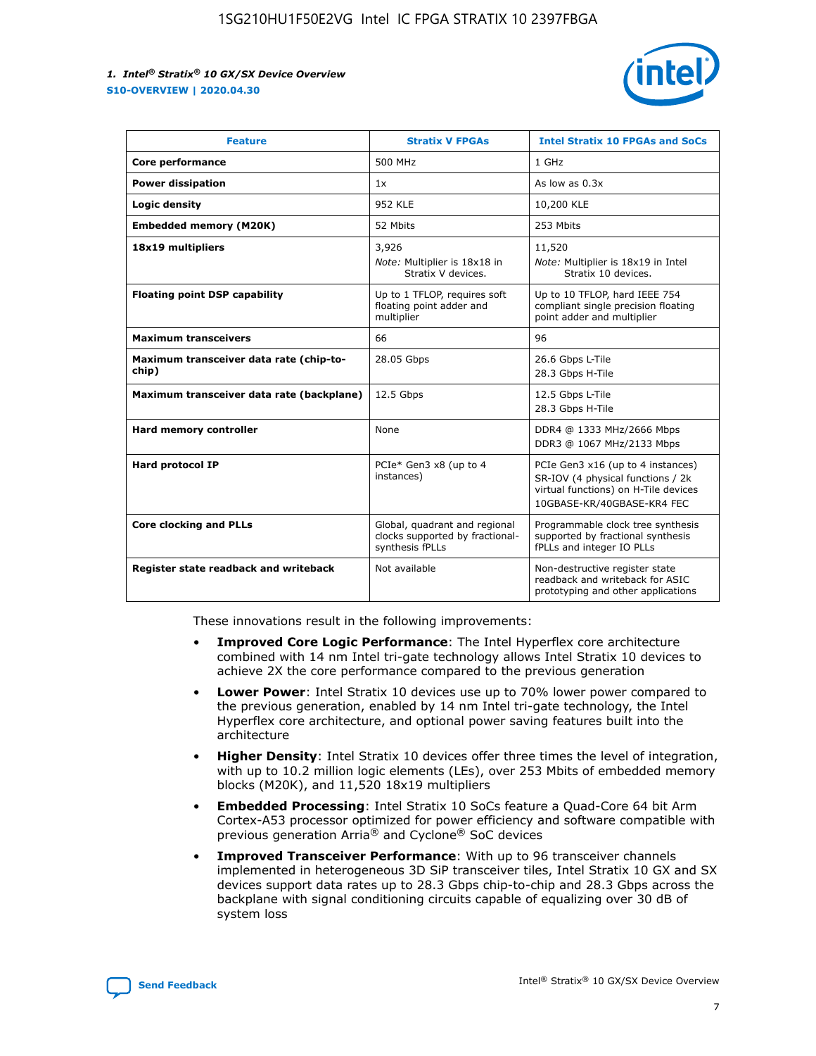| Feature | Stratix V FPGAs | Intel Stratix 10 FPGAs and SoCs |
|---|---|---|
| **Core performance** | 500 MHz | 1 GHz |
| **Power dissipation** | 1x | As low as 0.3x |
| **Logic density** | 952 KLE | 10,200 KLE |
| **Embedded memory (M20K)** | 52 Mbits | 253 Mbits |
| **18x19 multipliers** | 3,926<br>*Note:* Multiplier is 18x18 in Stratix V devices. | 11,520<br>*Note:* Multiplier is 18x19 in Intel Stratix 10 devices. |
| **Floating point DSP capability** | Up to 1 TFLOP, requires soft floating point adder and multiplier | Up to 10 TFLOP, hard IEEE 754 compliant single precision floating point adder and multiplier |
| **Maximum transceivers** | 66 | 96 |
| **Maximum transceiver data rate (chip-to-chip)** | 28.05 Gbps | 26.6 Gbps L-Tile<br>28.3 Gbps H-Tile |
| **Maximum transceiver data rate (backplane)** | 12.5 Gbps | 12.5 Gbps L-Tile<br>28.3 Gbps H-Tile |
| **Hard memory controller** | None | DDR4 @ 1333 MHz/2666 Mbps<br>DDR3 @ 1067 MHz/2133 Mbps |
| **Hard protocol IP** | PCIe* Gen3 x8 (up to 4 instances) | PCIe Gen3 x16 (up to 4 instances)<br>SR-IOV (4 physical functions / 2k virtual functions) on H-Tile devices<br>10GBASE-KR/40GBASE-KR4 FEC |
| **Core clocking and PLLs** | Global, quadrant and regional clocks supported by fractional-synthesis fPLLs | Programmable clock tree synthesis supported by fractional synthesis fPLLs and integer IO PLLs |
| **Register state readback and writeback** | Not available | Non-destructive register state readback and writeback for ASIC prototyping and other applications |

These innovations result in the following improvements:

- **Improved Core Logic Performance**: The Intel Hyperflex core architecture combined with 14 nm Intel tri-gate technology allows Intel Stratix 10 devices to achieve 2X the core performance compared to the previous generation
- **Lower Power**: Intel Stratix 10 devices use up to 70% lower power compared to the previous generation, enabled by 14 nm Intel tri-gate technology, the Intel Hyperflex core architecture, and optional power saving features built into the architecture
- **Higher Density**: Intel Stratix 10 devices offer three times the level of integration, with up to 10.2 million logic elements (LEs), over 253 Mbits of embedded memory blocks (M20K), and 11,520 18x19 multipliers
- **Embedded Processing**: Intel Stratix 10 SoCs feature a Quad-Core 64 bit Arm Cortex-A53 processor optimized for power efficiency and software compatible with previous generation Arria® and Cyclone® SoC devices
- **Improved Transceiver Performance**: With up to 96 transceiver channels implemented in heterogeneous 3D SiP transceiver tiles, Intel Stratix 10 GX and SX devices support data rates up to 28.3 Gbps chip-to-chip and 28.3 Gbps across the backplane with signal conditioning circuits capable of equalizing over 30 dB of system loss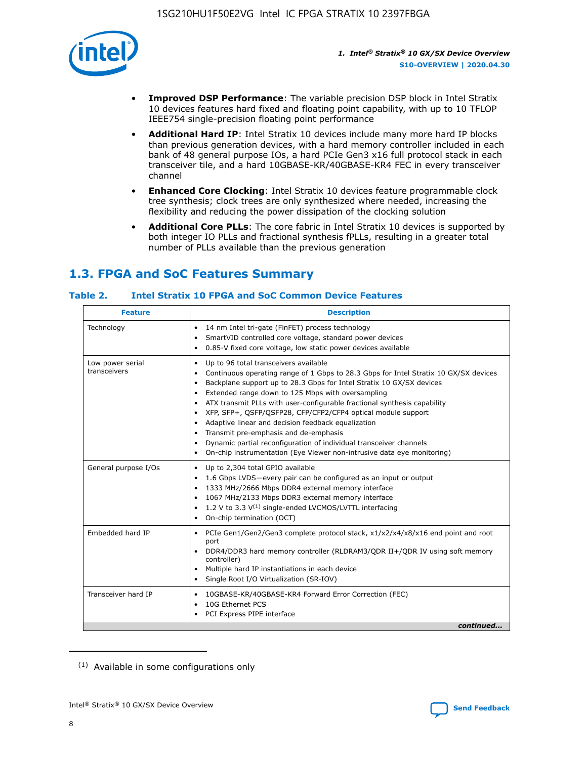- **Improved DSP Performance**: The variable precision DSP block in Intel Stratix 10 devices features hard fixed and floating point capability, with up to 10 TFLOP IEEE754 single-precision floating point performance
- **Additional Hard IP**: Intel Stratix 10 devices include many more hard IP blocks than previous generation devices, with a hard memory controller included in each bank of 48 general purpose IOs, a hard PCIe Gen3 x16 full protocol stack in each transceiver tile, and a hard 10GBASE-KR/40GBASE-KR4 FEC in every transceiver channel
- **Enhanced Core Clocking**: Intel Stratix 10 devices feature programmable clock tree synthesis; clock trees are only synthesized where needed, increasing the flexibility and reducing the power dissipation of the clocking solution
- **Additional Core PLLs**: The core fabric in Intel Stratix 10 devices is supported by both integer IO PLLs and fractional synthesis fPLLs, resulting in a greater total number of PLLs available than the previous generation

## 1.3. FPGA and SoC Features Summary

### Table 2. Intel Stratix 10 FPGA and SoC Common Device Features

| Feature | Description |
|---|---|
| Technology | • 14 nm Intel tri-gate (FinFET) process technology<br>• SmartVID controlled core voltage, standard power devices<br>• 0.85-V fixed core voltage, low static power devices available |
| Low power serial transceivers | • Up to 96 total transceivers available<br>• Continuous operating range of 1 Gbps to 28.3 Gbps for Intel Stratix 10 GX/SX devices<br>• Backplane support up to 28.3 Gbps for Intel Stratix 10 GX/SX devices<br>• Extended range down to 125 Mbps with oversampling<br>• ATX transmit PLLs with user-configurable fractional synthesis capability<br>• XFP, SFP+, QSFP/QSFP28, CFP/CFP2/CFP4 optical module support<br>• Adaptive linear and decision feedback equalization<br>• Transmit pre-emphasis and de-emphasis<br>• Dynamic partial reconfiguration of individual transceiver channels<br>• On-chip instrumentation (Eye Viewer non-intrusive data eye monitoring) |
| General purpose I/Os | • Up to 2,304 total GPIO available<br>• 1.6 Gbps LVDS—every pair can be configured as an input or output<br>• 1333 MHz/2666 Mbps DDR4 external memory interface<br>• 1067 MHz/2133 Mbps DDR3 external memory interface<br>• 1.2 V to 3.3 V[(1)] single-ended LVCMOS/LVTTL interfacing<br>• On-chip termination (OCT) |
| Embedded hard IP | • PCIe Gen1/Gen2/Gen3 complete protocol stack, x1/x2/x4/x8/x16 end point and root port<br>• DDR4/DDR3 hard memory controller (RLDRAM3/QDR II+/QDR IV using soft memory controller)<br>• Multiple hard IP instantiations in each device<br>• Single Root I/O Virtualization (SR-IOV) |
| Transceiver hard IP | • 10GBASE-KR/40GBASE-KR4 Forward Error Correction (FEC)<br>• 10G Ethernet PCS<br>• PCI Express PIPE interface |

*continued...*

(1) Available in some configurations only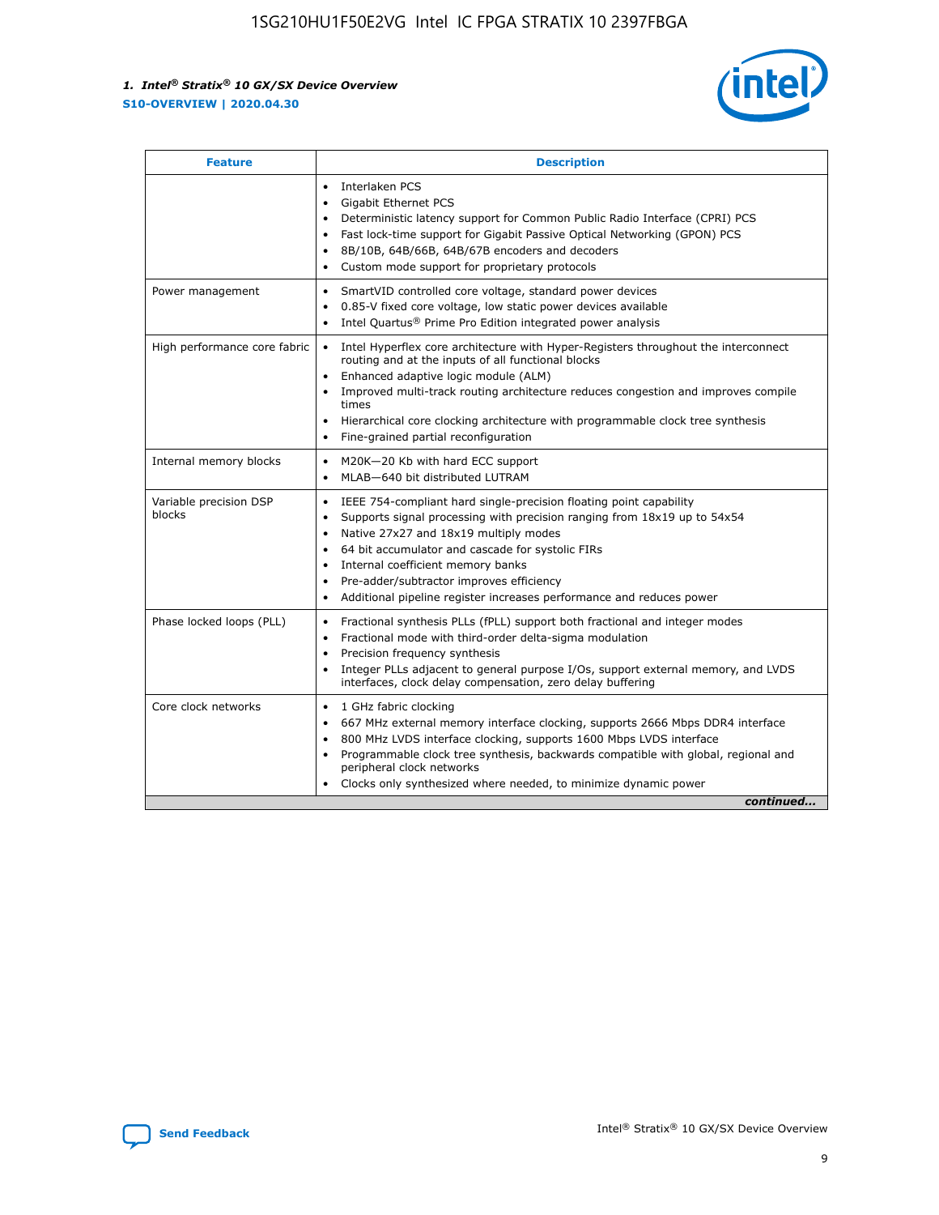| Feature | Description |
| --- | --- |
| | • Interlaken PCS<br>• Gigabit Ethernet PCS<br>• Deterministic latency support for Common Public Radio Interface (CPRI) PCS<br>• Fast lock-time support for Gigabit Passive Optical Networking (GPON) PCS<br>• 8B/10B, 64B/66B, 64B/67B encoders and decoders<br>• Custom mode support for proprietary protocols |
| Power management | • SmartVID controlled core voltage, standard power devices<br>• 0.85-V fixed core voltage, low static power devices available<br>• Intel Quartus® Prime Pro Edition integrated power analysis |
| High performance core fabric | • Intel Hyperflex core architecture with Hyper-Registers throughout the interconnect routing and at the inputs of all functional blocks<br>• Enhanced adaptive logic module (ALM)<br>• Improved multi-track routing architecture reduces congestion and improves compile times<br>• Hierarchical core clocking architecture with programmable clock tree synthesis<br>• Fine-grained partial reconfiguration |
| Internal memory blocks | • M20K—20 Kb with hard ECC support<br>• MLAB—640 bit distributed LUTRAM |
| Variable precision DSP blocks | • IEEE 754-compliant hard single-precision floating point capability<br>• Supports signal processing with precision ranging from 18x19 up to 54x54<br>• Native 27x27 and 18x19 multiply modes<br>• 64 bit accumulator and cascade for systolic FIRs<br>• Internal coefficient memory banks<br>• Pre-adder/subtractor improves efficiency<br>• Additional pipeline register increases performance and reduces power |
| Phase locked loops (PLL) | • Fractional synthesis PLLs (fPLL) support both fractional and integer modes<br>• Fractional mode with third-order delta-sigma modulation<br>• Precision frequency synthesis<br>• Integer PLLs adjacent to general purpose I/Os, support external memory, and LVDS interfaces, clock delay compensation, zero delay buffering |
| Core clock networks | • 1 GHz fabric clocking<br>• 667 MHz external memory interface clocking, supports 2666 Mbps DDR4 interface<br>• 800 MHz LVDS interface clocking, supports 1600 Mbps LVDS interface<br>• Programmable clock tree synthesis, backwards compatible with global, regional and peripheral clock networks<br>• Clocks only synthesized where needed, to minimize dynamic power |

*continued...*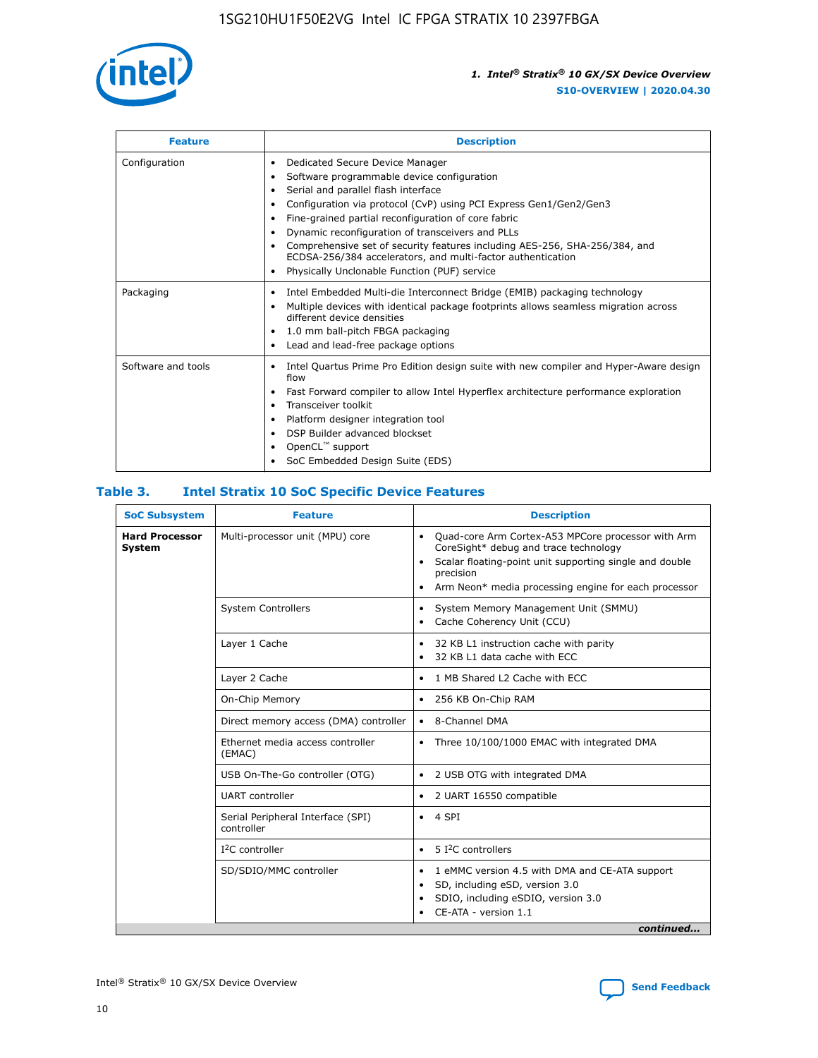| Feature | Description |
| --- | --- |
| Configuration | • Dedicated Secure Device Manager<br>• Software programmable device configuration<br>• Serial and parallel flash interface<br>• Configuration via protocol (CvP) using PCI Express Gen1/Gen2/Gen3<br>• Fine-grained partial reconfiguration of core fabric<br>• Dynamic reconfiguration of transceivers and PLLs<br>• Comprehensive set of security features including AES-256, SHA-256/384, and ECDSA-256/384 accelerators, and multi-factor authentication<br>• Physically Unclonable Function (PUF) service |
| Packaging | • Intel Embedded Multi-die Interconnect Bridge (EMIB) packaging technology<br>• Multiple devices with identical package footprints allows seamless migration across different device densities<br>• 1.0 mm ball-pitch FBGA packaging<br>• Lead and lead-free package options |
| Software and tools | • Intel Quartus Prime Pro Edition design suite with new compiler and Hyper-Aware design flow<br>• Fast Forward compiler to allow Intel Hyperflex architecture performance exploration<br>• Transceiver toolkit<br>• Platform designer integration tool<br>• DSP Builder advanced blockset<br>• OpenCL™ support<br>• SoC Embedded Design Suite (EDS) |

## Table 3. Intel Stratix 10 SoC Specific Device Features

| SoC Subsystem | Feature | Description |
| --- | --- | --- |
| **Hard Processor System** | Multi-processor unit (MPU) core | • Quad-core Arm Cortex-A53 MPCore processor with Arm CoreSight* debug and trace technology<br>• Scalar floating-point unit supporting single and double precision<br>• Arm Neon* media processing engine for each processor |
| | System Controllers | • System Memory Management Unit (SMMU)<br>• Cache Coherency Unit (CCU) |
| | Layer 1 Cache | • 32 KB L1 instruction cache with parity<br>• 32 KB L1 data cache with ECC |
| | Layer 2 Cache | • 1 MB Shared L2 Cache with ECC |
| | On-Chip Memory | • 256 KB On-Chip RAM |
| | Direct memory access (DMA) controller | • 8-Channel DMA |
| | Ethernet media access controller (EMAC) | • Three 10/100/1000 EMAC with integrated DMA |
| | USB On-The-Go controller (OTG) | • 2 USB OTG with integrated DMA |
| | UART controller | • 2 UART 16550 compatible |
| | Serial Peripheral Interface (SPI) controller | • 4 SPI |
| | I²C controller | • 5 I²C controllers |
| | SD/SDIO/MMC controller | • 1 eMMC version 4.5 with DMA and CE-ATA support<br>• SD, including eSD, version 3.0<br>• SDIO, including eSDIO, version 3.0<br>• CE-ATA - version 1.1 |

*continued...*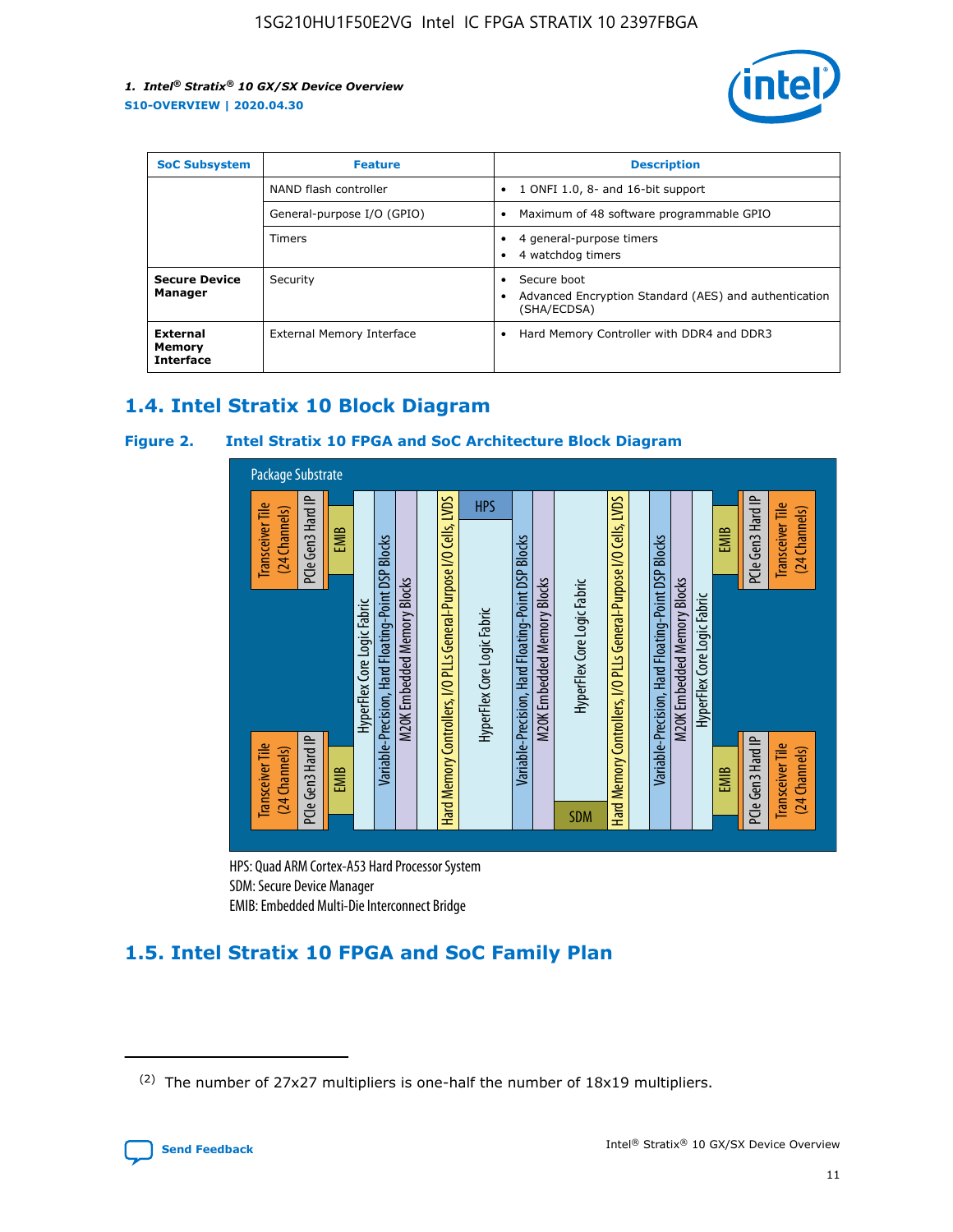| SoC Subsystem | Feature | Description |
| --- | --- | --- |
| | NAND flash controller | • 1 ONFI 1.0, 8- and 16-bit support |
| | General-purpose I/O (GPIO) | • Maximum of 48 software programmable GPIO |
| | Timers | • 4 general-purpose timers<br>• 4 watchdog timers |
| **Secure Device Manager** | Security | • Secure boot<br>• Advanced Encryption Standard (AES) and authentication (SHA/ECDSA) |
| **External Memory Interface** | External Memory Interface | • Hard Memory Controller with DDR4 and DDR3 |

## 1.4. Intel Stratix 10 Block Diagram

**Figure 2. Intel Stratix 10 FPGA and SoC Architecture Block Diagram**

Package Substrate

Transceiver Tile (24 Channels) | PCIe Gen3 Hard IP | EMIB | HyperFlex Core Logic Fabric | Variable-Precision, Hard Floating-Point DSP Blocks | M20K Embedded Memory Blocks | Hard Memory Controllers, I/O PLLs General-Purpose I/O Cells, LVDS | HPS | HyperFlex Core Logic Fabric | Variable-Precision, Hard Floating-Point DSP Blocks | M20K Embedded Memory Blocks | HyperFlex Core Logic Fabric | SDM | Hard Memory Controllers, I/O PLLs General-Purpose I/O Cells, LVDS | Variable-Precision, Hard Floating-Point DSP Blocks | M20K Embedded Memory Blocks | HyperFlex Core Logic Fabric | EMIB | PCIe Gen3 Hard IP | Transceiver Tile (24 Channels)

HPS: Quad ARM Cortex-A53 Hard Processor System
SDM: Secure Device Manager
EMIB: Embedded Multi-Die Interconnect Bridge

## 1.5. Intel Stratix 10 FPGA and SoC Family Plan

(2) The number of 27x27 multipliers is one-half the number of 18x19 multipliers.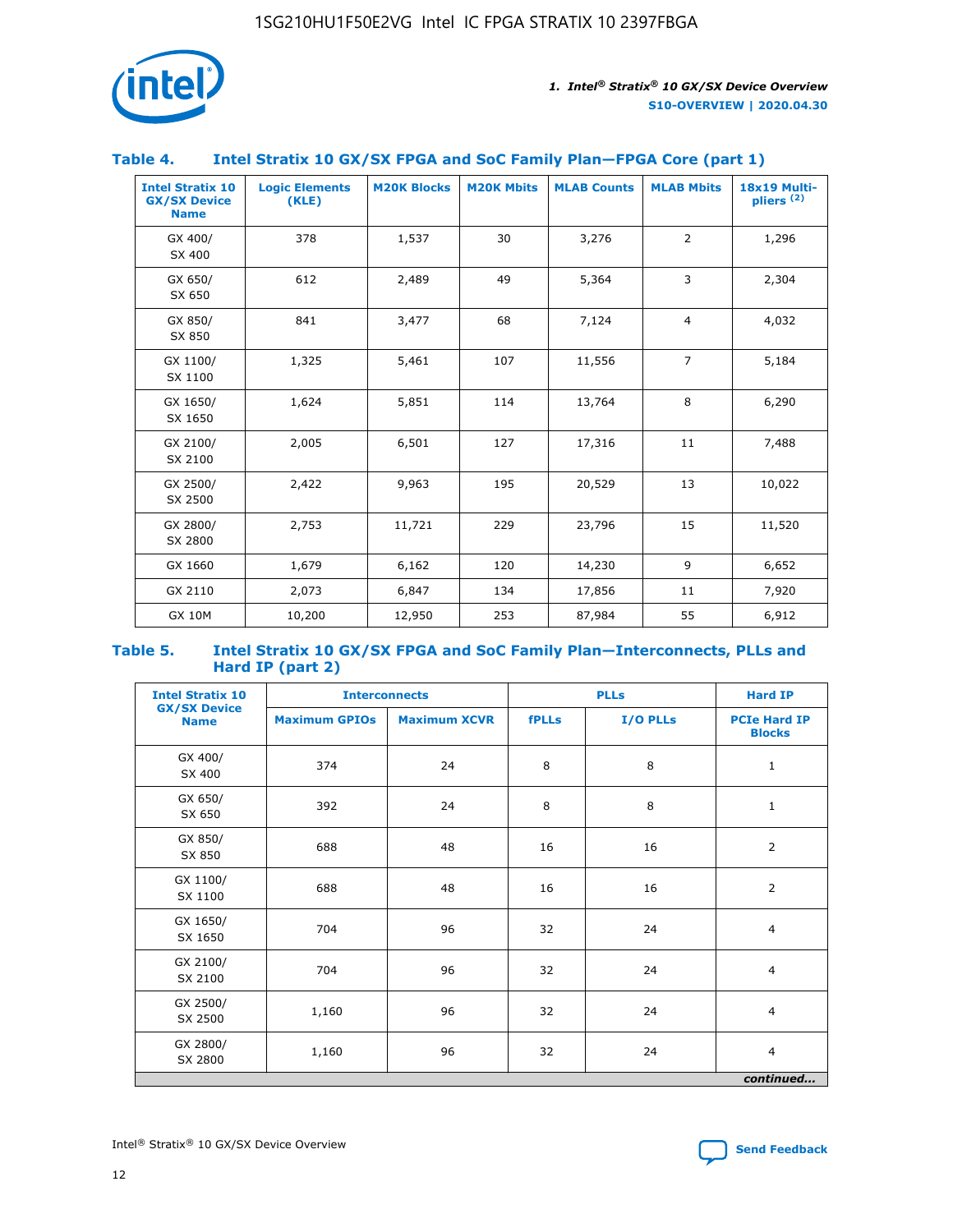## Table 4. Intel Stratix 10 GX/SX FPGA and SoC Family Plan—FPGA Core (part 1)

| Intel Stratix 10 GX/SX Device Name | Logic Elements (KLE) | M20K Blocks | M20K Mbits | MLAB Counts | MLAB Mbits | 18x19 Multipliers (2) |
|---|---|---|---|---|---|---|
| GX 400/ SX 400 | 378 | 1,537 | 30 | 3,276 | 2 | 1,296 |
| GX 650/ SX 650 | 612 | 2,489 | 49 | 5,364 | 3 | 2,304 |
| GX 850/ SX 850 | 841 | 3,477 | 68 | 7,124 | 4 | 4,032 |
| GX 1100/ SX 1100 | 1,325 | 5,461 | 107 | 11,556 | 7 | 5,184 |
| GX 1650/ SX 1650 | 1,624 | 5,851 | 114 | 13,764 | 8 | 6,290 |
| GX 2100/ SX 2100 | 2,005 | 6,501 | 127 | 17,316 | 11 | 7,488 |
| GX 2500/ SX 2500 | 2,422 | 9,963 | 195 | 20,529 | 13 | 10,022 |
| GX 2800/ SX 2800 | 2,753 | 11,721 | 229 | 23,796 | 15 | 11,520 |
| GX 1660 | 1,679 | 6,162 | 120 | 14,230 | 9 | 6,652 |
| GX 2110 | 2,073 | 6,847 | 134 | 17,856 | 11 | 7,920 |
| GX 10M | 10,200 | 12,950 | 253 | 87,984 | 55 | 6,912 |

## Table 5. Intel Stratix 10 GX/SX FPGA and SoC Family Plan—Interconnects, PLLs and Hard IP (part 2)

| Intel Stratix 10 GX/SX Device Name | Interconnects | | PLLs | | Hard IP |
|---|---|---|---|---|---|
| | Maximum GPIOs | Maximum XCVR | fPLLs | I/O PLLs | PCIe Hard IP Blocks |
| GX 400/ SX 400 | 374 | 24 | 8 | 8 | 1 |
| GX 650/ SX 650 | 392 | 24 | 8 | 8 | 1 |
| GX 850/ SX 850 | 688 | 48 | 16 | 16 | 2 |
| GX 1100/ SX 1100 | 688 | 48 | 16 | 16 | 2 |
| GX 1650/ SX 1650 | 704 | 96 | 32 | 24 | 4 |
| GX 2100/ SX 2100 | 704 | 96 | 32 | 24 | 4 |
| GX 2500/ SX 2500 | 1,160 | 96 | 32 | 24 | 4 |
| GX 2800/ SX 2800 | 1,160 | 96 | 32 | 24 | 4 |

*continued...*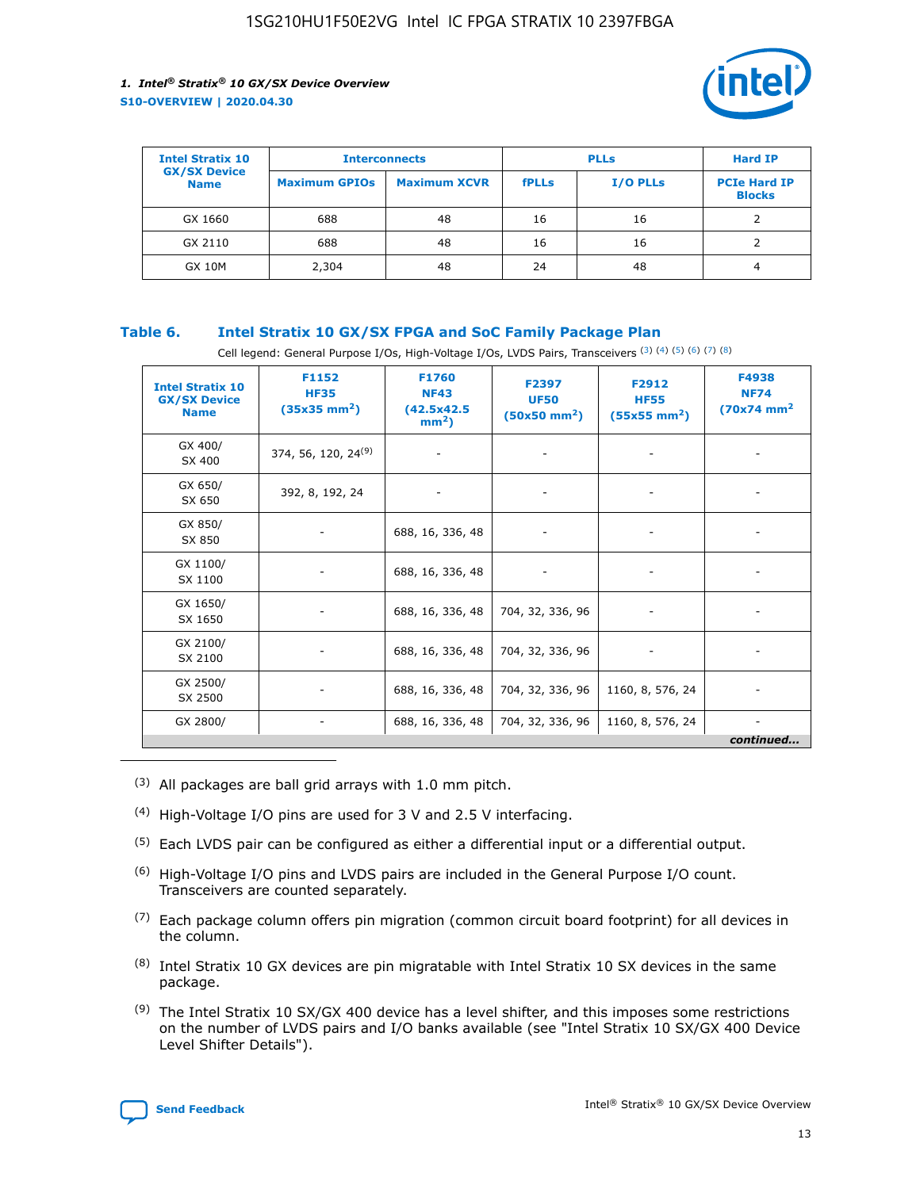| Intel Stratix 10 GX/SX Device Name | Interconnects | | PLLs | | Hard IP |
|---|---|---|---|---|---|
| | Maximum GPIOs | Maximum XCVR | fPLLs | I/O PLLs | PCIe Hard IP Blocks |
| GX 1660 | 688 | 48 | 16 | 16 | 2 |
| GX 2110 | 688 | 48 | 16 | 16 | 2 |
| GX 10M | 2,304 | 48 | 24 | 48 | 4 |

## Table 6. Intel Stratix 10 GX/SX FPGA and SoC Family Package Plan

Cell legend: General Purpose I/Os, High-Voltage I/Os, LVDS Pairs, Transceivers [(3)] [(4)] [(5)] [(6)] [(7)] [(8)]

| Intel Stratix 10 GX/SX Device Name | F1152 HF35 (35x35 mm²) | F1760 NF43 (42.5x42.5 mm²) | F2397 UF50 (50x50 mm²) | F2912 HF55 (55x55 mm²) | F4938 NF74 (70x74 mm²) |
|---|---|---|---|---|---|
| GX 400/ SX 400 | 374, 56, 120, 24[(9)] | - | - | - | - |
| GX 650/ SX 650 | 392, 8, 192, 24 | - | - | - | - |
| GX 850/ SX 850 | - | 688, 16, 336, 48 | - | - | - |
| GX 1100/ SX 1100 | - | 688, 16, 336, 48 | - | - | - |
| GX 1650/ SX 1650 | - | 688, 16, 336, 48 | 704, 32, 336, 96 | - | - |
| GX 2100/ SX 2100 | - | 688, 16, 336, 48 | 704, 32, 336, 96 | - | - |
| GX 2500/ SX 2500 | - | 688, 16, 336, 48 | 704, 32, 336, 96 | 1160, 8, 576, 24 | - |
| GX 2800/ | - | 688, 16, 336, 48 | 704, 32, 336, 96 | 1160, 8, 576, 24 | - |

*continued...*

(3) All packages are ball grid arrays with 1.0 mm pitch.

(4) High-Voltage I/O pins are used for 3 V and 2.5 V interfacing.

(5) Each LVDS pair can be configured as either a differential input or a differential output.

(6) High-Voltage I/O pins and LVDS pairs are included in the General Purpose I/O count. Transceivers are counted separately.

(7) Each package column offers pin migration (common circuit board footprint) for all devices in the column.

(8) Intel Stratix 10 GX devices are pin migratable with Intel Stratix 10 SX devices in the same package.

(9) The Intel Stratix 10 SX/GX 400 device has a level shifter, and this imposes some restrictions on the number of LVDS pairs and I/O banks available (see "Intel Stratix 10 SX/GX 400 Device Level Shifter Details").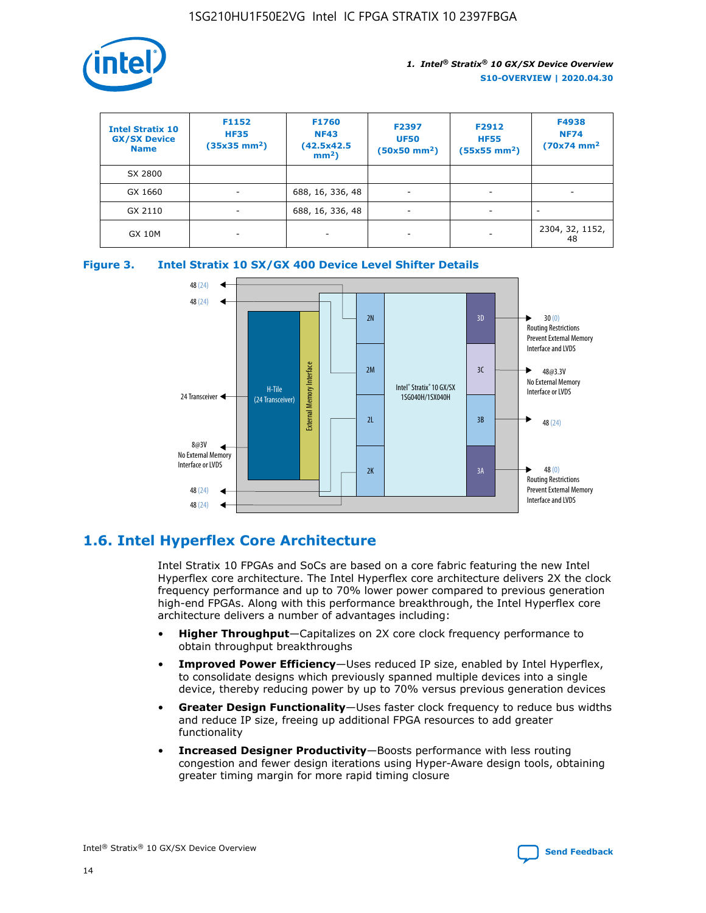| Intel Stratix 10 GX/SX Device Name | F1152 HF35 (35x35 mm²) | F1760 NF43 (42.5x42.5 mm²) | F2397 UF50 (50x50 mm²) | F2912 HF55 (55x55 mm²) | F4938 NF74 (70x74 mm² |
|---|---|---|---|---|---|
| SX 2800 | | | | | |
| GX 1660 | - | 688, 16, 336, 48 | - | - | - |
| GX 2110 | - | 688, 16, 336, 48 | - | - | - |
| GX 10M | - | - | - | - | 2304, 32, 1152, 48 |

**Figure 3. Intel Stratix 10 SX/GX 400 Device Level Shifter Details**

## 1.6. Intel Hyperflex Core Architecture

Intel Stratix 10 FPGAs and SoCs are based on a core fabric featuring the new Intel Hyperflex core architecture. The Intel Hyperflex core architecture delivers 2X the clock frequency performance and up to 70% lower power compared to previous generation high-end FPGAs. Along with this performance breakthrough, the Intel Hyperflex core architecture delivers a number of advantages including:

- **Higher Throughput**—Capitalizes on 2X core clock frequency performance to obtain throughput breakthroughs
- **Improved Power Efficiency**—Uses reduced IP size, enabled by Intel Hyperflex, to consolidate designs which previously spanned multiple devices into a single device, thereby reducing power by up to 70% versus previous generation devices
- **Greater Design Functionality**—Uses faster clock frequency to reduce bus widths and reduce IP size, freeing up additional FPGA resources to add greater functionality
- **Increased Designer Productivity**—Boosts performance with less routing congestion and fewer design iterations using Hyper-Aware design tools, obtaining greater timing margin for more rapid timing closure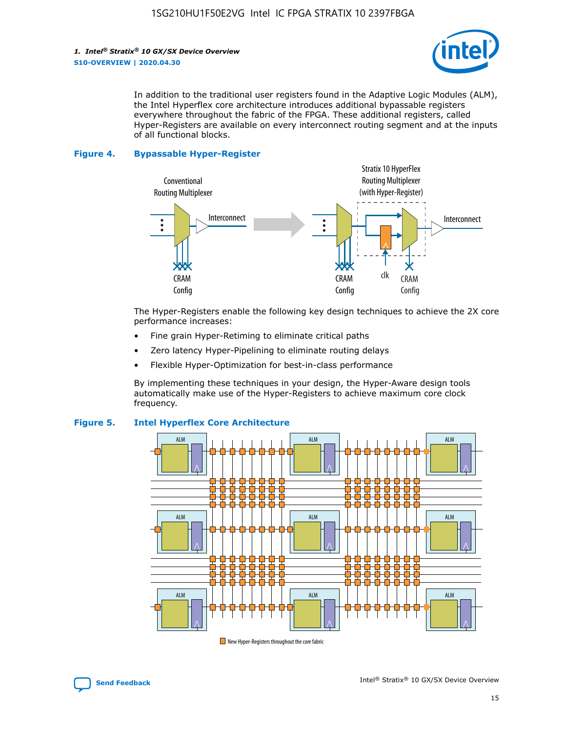In addition to the traditional user registers found in the Adaptive Logic Modules (ALM), the Intel Hyperflex core architecture introduces additional bypassable registers everywhere throughout the fabric of the FPGA. These additional registers, called Hyper-Registers are available on every interconnect routing segment and at the inputs of all functional blocks.

**Figure 4. Bypassable Hyper-Register**

The Hyper-Registers enable the following key design techniques to achieve the 2X core performance increases:

- Fine grain Hyper-Retiming to eliminate critical paths
- Zero latency Hyper-Pipelining to eliminate routing delays
- Flexible Hyper-Optimization for best-in-class performance

By implementing these techniques in your design, the Hyper-Aware design tools automatically make use of the Hyper-Registers to achieve maximum core clock frequency.

**Figure 5. Intel Hyperflex Core Architecture**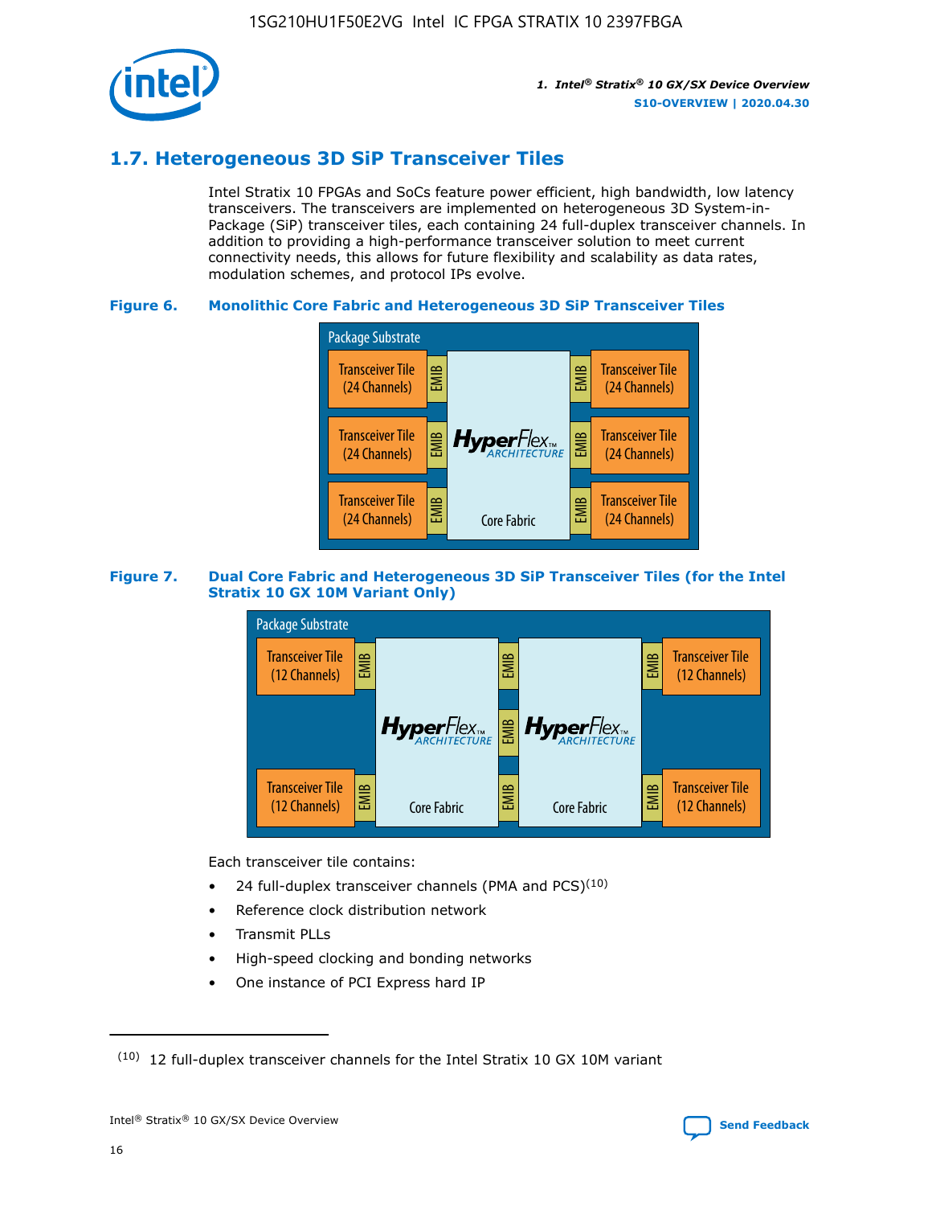## 1.7. Heterogeneous 3D SiP Transceiver Tiles

Intel Stratix 10 FPGAs and SoCs feature power efficient, high bandwidth, low latency transceivers. The transceivers are implemented on heterogeneous 3D System-in-Package (SiP) transceiver tiles, each containing 24 full-duplex transceiver channels. In addition to providing a high-performance transceiver solution to meet current connectivity needs, this allows for future flexibility and scalability as data rates, modulation schemes, and protocol IPs evolve.

**Figure 6. Monolithic Core Fabric and Heterogeneous 3D SiP Transceiver Tiles**

Package Substrate

Transceiver Tile (24 Channels) | EMIB | HyperFlex ARCHITECTURE Core Fabric | EMIB | Transceiver Tile (24 Channels)

Transceiver Tile (24 Channels) | EMIB | | EMIB | Transceiver Tile (24 Channels)

Transceiver Tile (24 Channels) | EMIB | | EMIB | Transceiver Tile (24 Channels)

**Figure 7. Dual Core Fabric and Heterogeneous 3D SiP Transceiver Tiles (for the Intel Stratix 10 GX 10M Variant Only)**

Package Substrate

Transceiver Tile (12 Channels) | EMIB | HyperFlex ARCHITECTURE Core Fabric | EMIB | HyperFlex ARCHITECTURE Core Fabric | EMIB | Transceiver Tile (12 Channels)

Transceiver Tile (12 Channels) | EMIB | | EMIB | | EMIB | Transceiver Tile (12 Channels)

Each transceiver tile contains:

- 24 full-duplex transceiver channels (PMA and PCS)[10]
- Reference clock distribution network
- Transmit PLLs
- High-speed clocking and bonding networks
- One instance of PCI Express hard IP

(10) 12 full-duplex transceiver channels for the Intel Stratix 10 GX 10M variant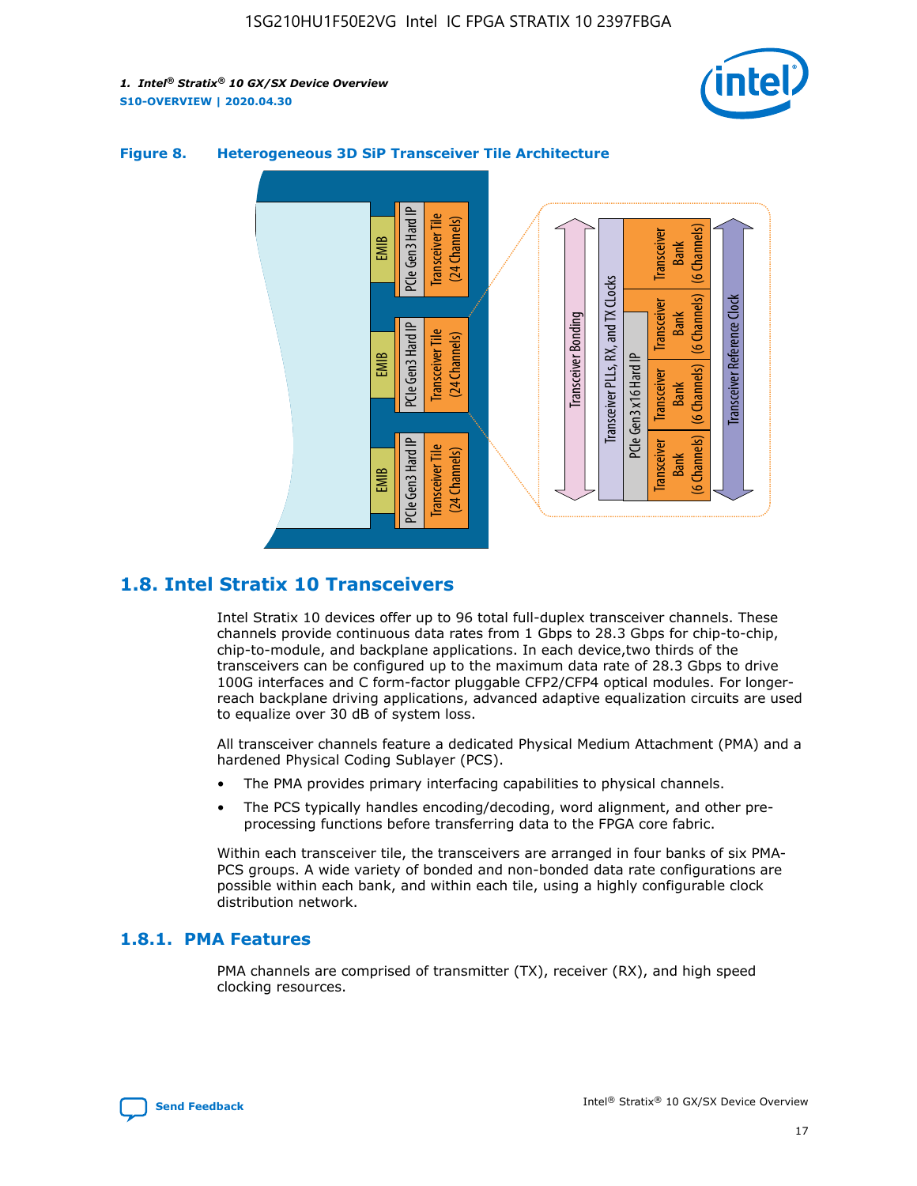**Figure 8. Heterogeneous 3D SiP Transceiver Tile Architecture**

## 1.8. Intel Stratix 10 Transceivers

Intel Stratix 10 devices offer up to 96 total full-duplex transceiver channels. These channels provide continuous data rates from 1 Gbps to 28.3 Gbps for chip-to-chip, chip-to-module, and backplane applications. In each device,two thirds of the transceivers can be configured up to the maximum data rate of 28.3 Gbps to drive 100G interfaces and C form-factor pluggable CFP2/CFP4 optical modules. For longer-reach backplane driving applications, advanced adaptive equalization circuits are used to equalize over 30 dB of system loss.

All transceiver channels feature a dedicated Physical Medium Attachment (PMA) and a hardened Physical Coding Sublayer (PCS).

- The PMA provides primary interfacing capabilities to physical channels.
- The PCS typically handles encoding/decoding, word alignment, and other pre-processing functions before transferring data to the FPGA core fabric.

Within each transceiver tile, the transceivers are arranged in four banks of six PMA-PCS groups. A wide variety of bonded and non-bonded data rate configurations are possible within each bank, and within each tile, using a highly configurable clock distribution network.

### 1.8.1. PMA Features

PMA channels are comprised of transmitter (TX), receiver (RX), and high speed clocking resources.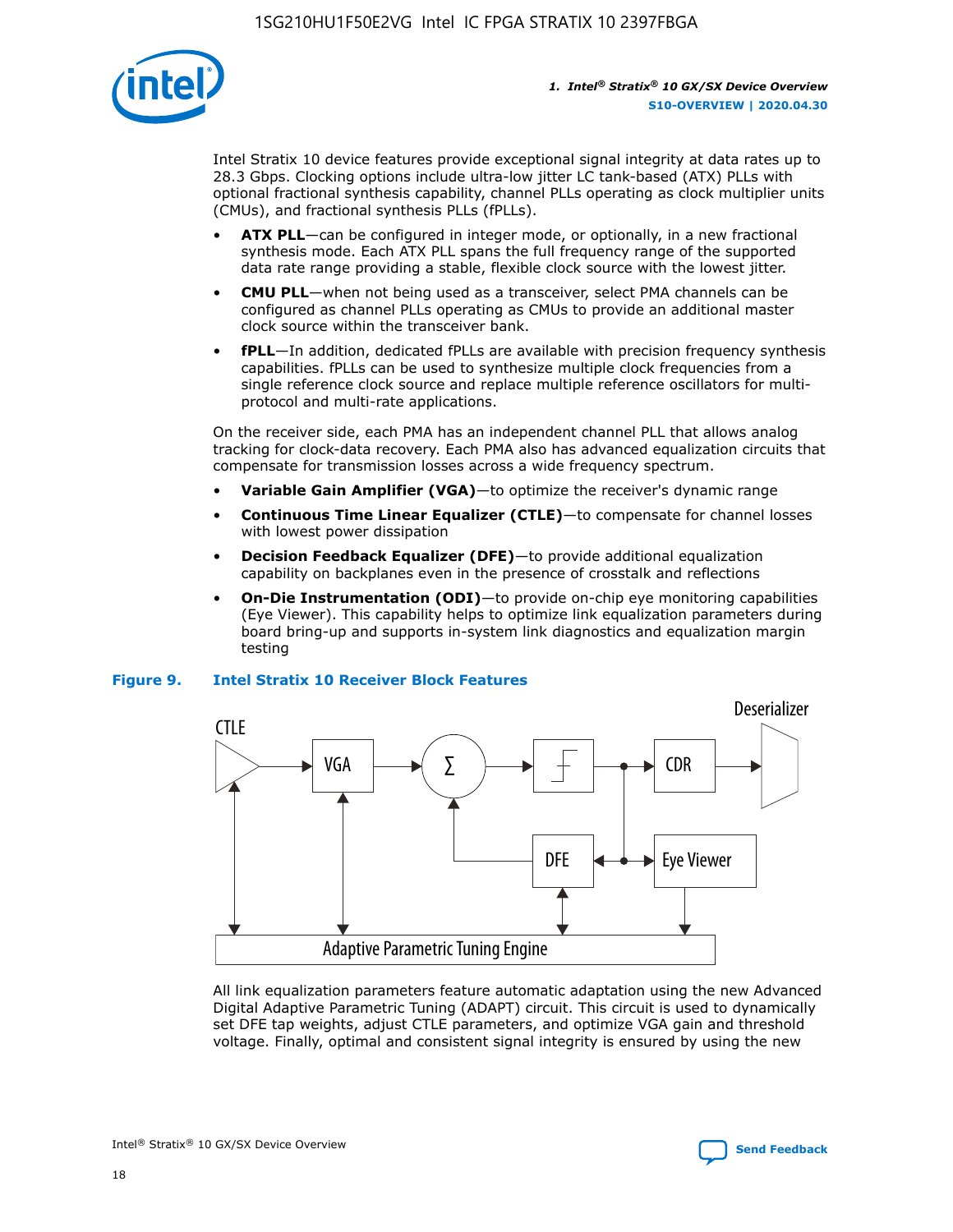Intel Stratix 10 device features provide exceptional signal integrity at data rates up to 28.3 Gbps. Clocking options include ultra-low jitter LC tank-based (ATX) PLLs with optional fractional synthesis capability, channel PLLs operating as clock multiplier units (CMUs), and fractional synthesis PLLs (fPLLs).

- **ATX PLL**—can be configured in integer mode, or optionally, in a new fractional synthesis mode. Each ATX PLL spans the full frequency range of the supported data rate range providing a stable, flexible clock source with the lowest jitter.
- **CMU PLL**—when not being used as a transceiver, select PMA channels can be configured as channel PLLs operating as CMUs to provide an additional master clock source within the transceiver bank.
- **fPLL**—In addition, dedicated fPLLs are available with precision frequency synthesis capabilities. fPLLs can be used to synthesize multiple clock frequencies from a single reference clock source and replace multiple reference oscillators for multi-protocol and multi-rate applications.

On the receiver side, each PMA has an independent channel PLL that allows analog tracking for clock-data recovery. Each PMA also has advanced equalization circuits that compensate for transmission losses across a wide frequency spectrum.

- **Variable Gain Amplifier (VGA)**—to optimize the receiver's dynamic range
- **Continuous Time Linear Equalizer (CTLE)**—to compensate for channel losses with lowest power dissipation
- **Decision Feedback Equalizer (DFE)**—to provide additional equalization capability on backplanes even in the presence of crosstalk and reflections
- **On-Die Instrumentation (ODI)**—to provide on-chip eye monitoring capabilities (Eye Viewer). This capability helps to optimize link equalization parameters during board bring-up and supports in-system link diagnostics and equalization margin testing

**Figure 9. Intel Stratix 10 Receiver Block Features**

All link equalization parameters feature automatic adaptation using the new Advanced Digital Adaptive Parametric Tuning (ADAPT) circuit. This circuit is used to dynamically set DFE tap weights, adjust CTLE parameters, and optimize VGA gain and threshold voltage. Finally, optimal and consistent signal integrity is ensured by using the new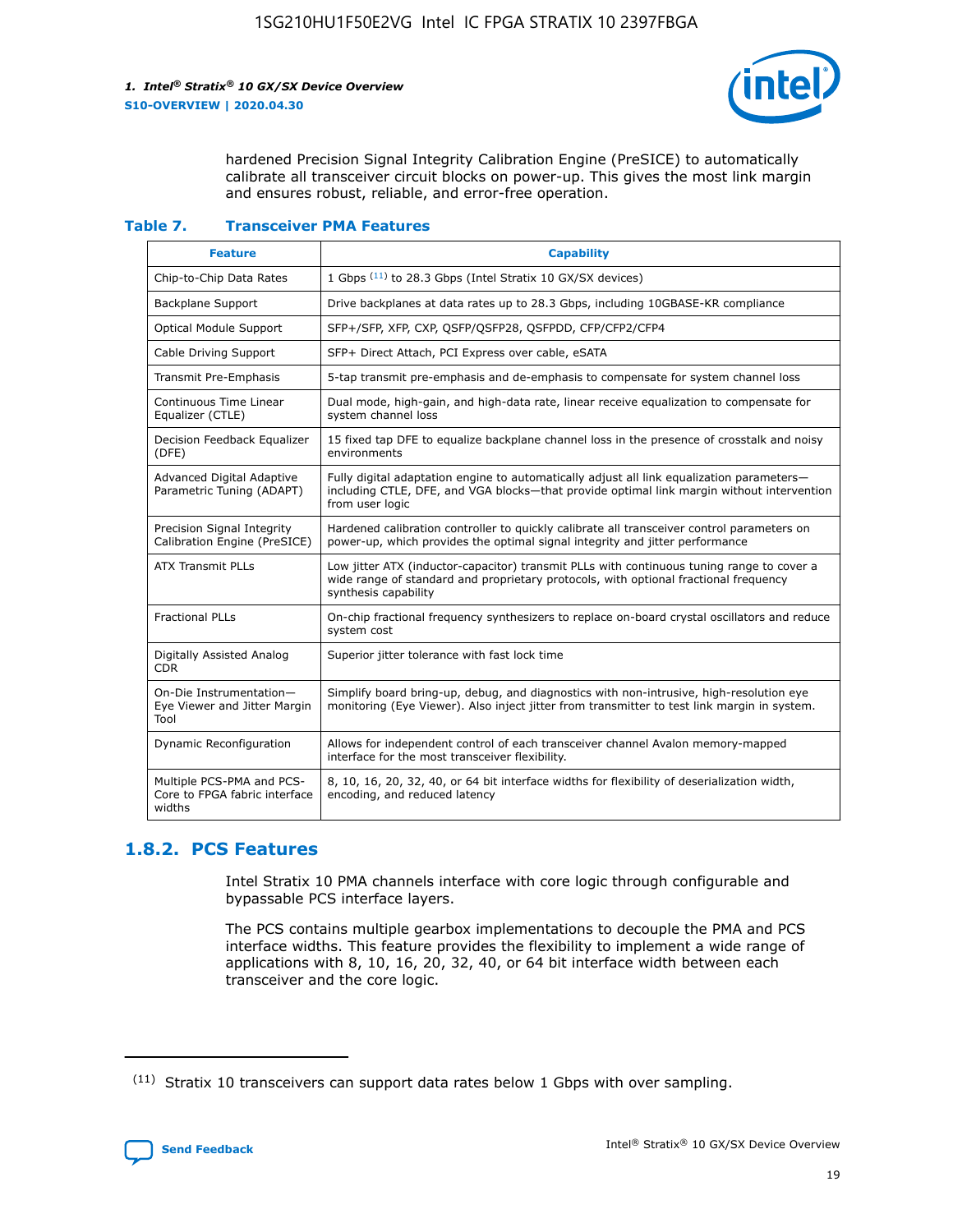hardened Precision Signal Integrity Calibration Engine (PreSICE) to automatically calibrate all transceiver circuit blocks on power-up. This gives the most link margin and ensures robust, reliable, and error-free operation.

**Table 7. Transceiver PMA Features**

| Feature | Capability |
|---|---|
| Chip-to-Chip Data Rates | 1 Gbps [11] to 28.3 Gbps (Intel Stratix 10 GX/SX devices) |
| Backplane Support | Drive backplanes at data rates up to 28.3 Gbps, including 10GBASE-KR compliance |
| Optical Module Support | SFP+/SFP, XFP, CXP, QSFP/QSFP28, QSFPDD, CFP/CFP2/CFP4 |
| Cable Driving Support | SFP+ Direct Attach, PCI Express over cable, eSATA |
| Transmit Pre-Emphasis | 5-tap transmit pre-emphasis and de-emphasis to compensate for system channel loss |
| Continuous Time Linear Equalizer (CTLE) | Dual mode, high-gain, and high-data rate, linear receive equalization to compensate for system channel loss |
| Decision Feedback Equalizer (DFE) | 15 fixed tap DFE to equalize backplane channel loss in the presence of crosstalk and noisy environments |
| Advanced Digital Adaptive Parametric Tuning (ADAPT) | Fully digital adaptation engine to automatically adjust all link equalization parameters—including CTLE, DFE, and VGA blocks—that provide optimal link margin without intervention from user logic |
| Precision Signal Integrity Calibration Engine (PreSICE) | Hardened calibration controller to quickly calibrate all transceiver control parameters on power-up, which provides the optimal signal integrity and jitter performance |
| ATX Transmit PLLs | Low jitter ATX (inductor-capacitor) transmit PLLs with continuous tuning range to cover a wide range of standard and proprietary protocols, with optional fractional frequency synthesis capability |
| Fractional PLLs | On-chip fractional frequency synthesizers to replace on-board crystal oscillators and reduce system cost |
| Digitally Assisted Analog CDR | Superior jitter tolerance with fast lock time |
| On-Die Instrumentation—Eye Viewer and Jitter Margin Tool | Simplify board bring-up, debug, and diagnostics with non-intrusive, high-resolution eye monitoring (Eye Viewer). Also inject jitter from transmitter to test link margin in system. |
| Dynamic Reconfiguration | Allows for independent control of each transceiver channel Avalon memory-mapped interface for the most transceiver flexibility. |
| Multiple PCS-PMA and PCS-Core to FPGA fabric interface widths | 8, 10, 16, 20, 32, 40, or 64 bit interface widths for flexibility of deserialization width, encoding, and reduced latency |

## 1.8.2. PCS Features

Intel Stratix 10 PMA channels interface with core logic through configurable and bypassable PCS interface layers.

The PCS contains multiple gearbox implementations to decouple the PMA and PCS interface widths. This feature provides the flexibility to implement a wide range of applications with 8, 10, 16, 20, 32, 40, or 64 bit interface width between each transceiver and the core logic.

[11] Stratix 10 transceivers can support data rates below 1 Gbps with over sampling.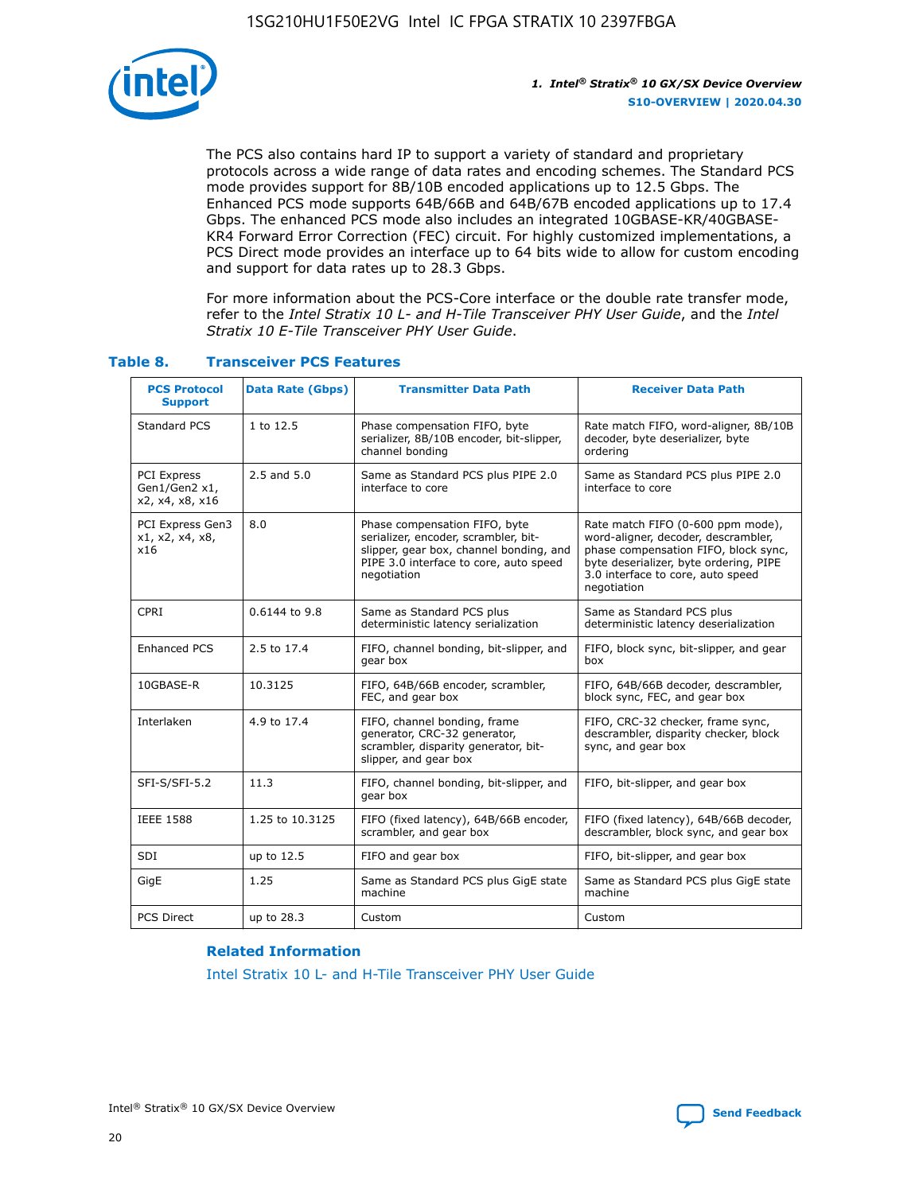The PCS also contains hard IP to support a variety of standard and proprietary protocols across a wide range of data rates and encoding schemes. The Standard PCS mode provides support for 8B/10B encoded applications up to 12.5 Gbps. The Enhanced PCS mode supports 64B/66B and 64B/67B encoded applications up to 17.4 Gbps. The enhanced PCS mode also includes an integrated 10GBASE-KR/40GBASE-KR4 Forward Error Correction (FEC) circuit. For highly customized implementations, a PCS Direct mode provides an interface up to 64 bits wide to allow for custom encoding and support for data rates up to 28.3 Gbps.

For more information about the PCS-Core interface or the double rate transfer mode, refer to the *Intel Stratix 10 L- and H-Tile Transceiver PHY User Guide*, and the *Intel Stratix 10 E-Tile Transceiver PHY User Guide*.

### Table 8. Transceiver PCS Features

| PCS Protocol Support | Data Rate (Gbps) | Transmitter Data Path | Receiver Data Path |
|---|---|---|---|
| Standard PCS | 1 to 12.5 | Phase compensation FIFO, byte serializer, 8B/10B encoder, bit-slipper, channel bonding | Rate match FIFO, word-aligner, 8B/10B decoder, byte deserializer, byte ordering |
| PCI Express Gen1/Gen2 x1, x2, x4, x8, x16 | 2.5 and 5.0 | Same as Standard PCS plus PIPE 2.0 interface to core | Same as Standard PCS plus PIPE 2.0 interface to core |
| PCI Express Gen3 x1, x2, x4, x8, x16 | 8.0 | Phase compensation FIFO, byte serializer, encoder, scrambler, bit-slipper, gear box, channel bonding, and PIPE 3.0 interface to core, auto speed negotiation | Rate match FIFO (0-600 ppm mode), word-aligner, decoder, descrambler, phase compensation FIFO, block sync, byte deserializer, byte ordering, PIPE 3.0 interface to core, auto speed negotiation |
| CPRI | 0.6144 to 9.8 | Same as Standard PCS plus deterministic latency serialization | Same as Standard PCS plus deterministic latency deserialization |
| Enhanced PCS | 2.5 to 17.4 | FIFO, channel bonding, bit-slipper, and gear box | FIFO, block sync, bit-slipper, and gear box |
| 10GBASE-R | 10.3125 | FIFO, 64B/66B encoder, scrambler, FEC, and gear box | FIFO, 64B/66B decoder, descrambler, block sync, FEC, and gear box |
| Interlaken | 4.9 to 17.4 | FIFO, channel bonding, frame generator, CRC-32 generator, scrambler, disparity generator, bit-slipper, and gear box | FIFO, CRC-32 checker, frame sync, descrambler, disparity checker, block sync, and gear box |
| SFI-S/SFI-5.2 | 11.3 | FIFO, channel bonding, bit-slipper, and gear box | FIFO, bit-slipper, and gear box |
| IEEE 1588 | 1.25 to 10.3125 | FIFO (fixed latency), 64B/66B encoder, scrambler, and gear box | FIFO (fixed latency), 64B/66B decoder, descrambler, block sync, and gear box |
| SDI | up to 12.5 | FIFO and gear box | FIFO, bit-slipper, and gear box |
| GigE | 1.25 | Same as Standard PCS plus GigE state machine | Same as Standard PCS plus GigE state machine |
| PCS Direct | up to 28.3 | Custom | Custom |

**Related Information**

Intel Stratix 10 L- and H-Tile Transceiver PHY User Guide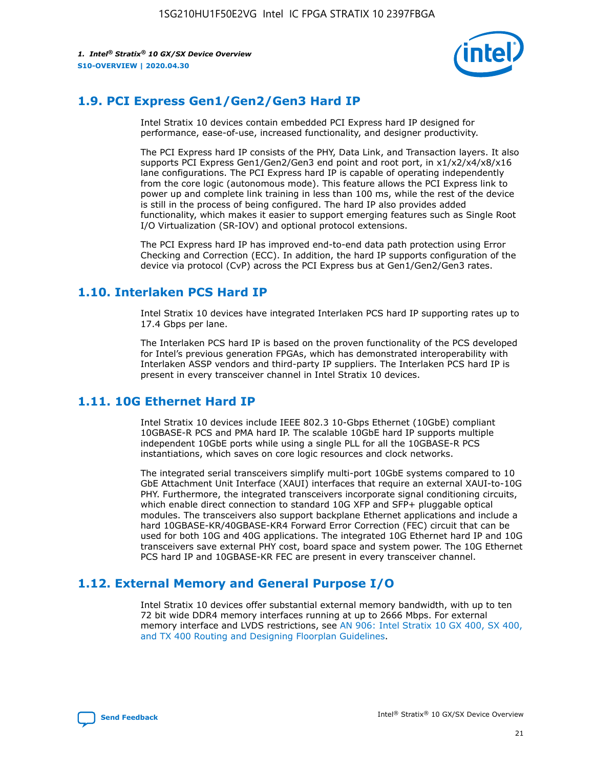## 1.9. PCI Express Gen1/Gen2/Gen3 Hard IP

Intel Stratix 10 devices contain embedded PCI Express hard IP designed for performance, ease-of-use, increased functionality, and designer productivity.

The PCI Express hard IP consists of the PHY, Data Link, and Transaction layers. It also supports PCI Express Gen1/Gen2/Gen3 end point and root port, in x1/x2/x4/x8/x16 lane configurations. The PCI Express hard IP is capable of operating independently from the core logic (autonomous mode). This feature allows the PCI Express link to power up and complete link training in less than 100 ms, while the rest of the device is still in the process of being configured. The hard IP also provides added functionality, which makes it easier to support emerging features such as Single Root I/O Virtualization (SR-IOV) and optional protocol extensions.

The PCI Express hard IP has improved end-to-end data path protection using Error Checking and Correction (ECC). In addition, the hard IP supports configuration of the device via protocol (CvP) across the PCI Express bus at Gen1/Gen2/Gen3 rates.

## 1.10. Interlaken PCS Hard IP

Intel Stratix 10 devices have integrated Interlaken PCS hard IP supporting rates up to 17.4 Gbps per lane.

The Interlaken PCS hard IP is based on the proven functionality of the PCS developed for Intel's previous generation FPGAs, which has demonstrated interoperability with Interlaken ASSP vendors and third-party IP suppliers. The Interlaken PCS hard IP is present in every transceiver channel in Intel Stratix 10 devices.

## 1.11. 10G Ethernet Hard IP

Intel Stratix 10 devices include IEEE 802.3 10-Gbps Ethernet (10GbE) compliant 10GBASE-R PCS and PMA hard IP. The scalable 10GbE hard IP supports multiple independent 10GbE ports while using a single PLL for all the 10GBASE-R PCS instantiations, which saves on core logic resources and clock networks.

The integrated serial transceivers simplify multi-port 10GbE systems compared to 10 GbE Attachment Unit Interface (XAUI) interfaces that require an external XAUI-to-10G PHY. Furthermore, the integrated transceivers incorporate signal conditioning circuits, which enable direct connection to standard 10G XFP and SFP+ pluggable optical modules. The transceivers also support backplane Ethernet applications and include a hard 10GBASE-KR/40GBASE-KR4 Forward Error Correction (FEC) circuit that can be used for both 10G and 40G applications. The integrated 10G Ethernet hard IP and 10G transceivers save external PHY cost, board space and system power. The 10G Ethernet PCS hard IP and 10GBASE-KR FEC are present in every transceiver channel.

## 1.12. External Memory and General Purpose I/O

Intel Stratix 10 devices offer substantial external memory bandwidth, with up to ten 72 bit wide DDR4 memory interfaces running at up to 2666 Mbps. For external memory interface and LVDS restrictions, see AN 906: Intel Stratix 10 GX 400, SX 400, and TX 400 Routing and Designing Floorplan Guidelines.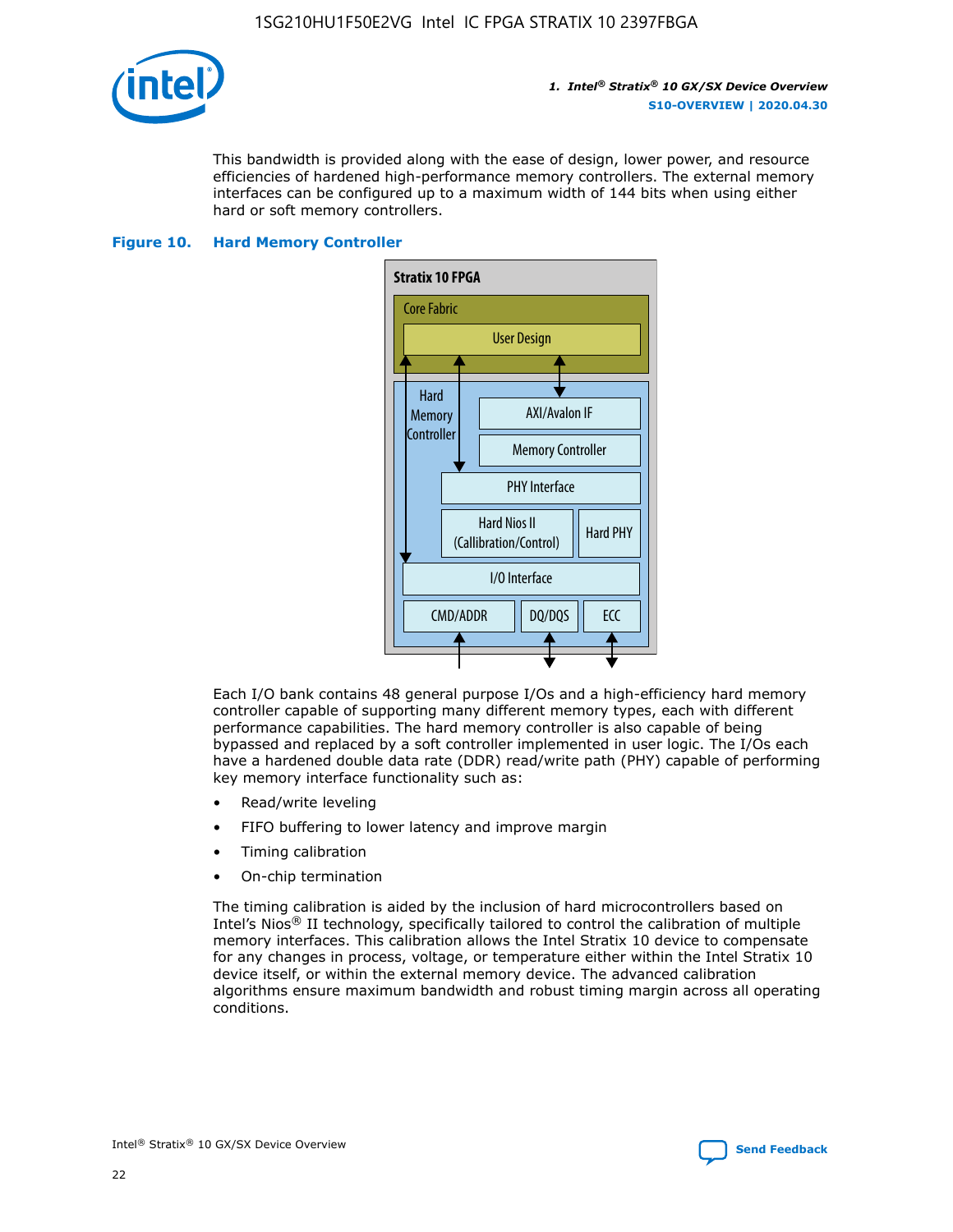This bandwidth is provided along with the ease of design, lower power, and resource efficiencies of hardened high-performance memory controllers. The external memory interfaces can be configured up to a maximum width of 144 bits when using either hard or soft memory controllers.

**Figure 10. Hard Memory Controller**

Each I/O bank contains 48 general purpose I/Os and a high-efficiency hard memory controller capable of supporting many different memory types, each with different performance capabilities. The hard memory controller is also capable of being bypassed and replaced by a soft controller implemented in user logic. The I/Os each have a hardened double data rate (DDR) read/write path (PHY) capable of performing key memory interface functionality such as:

- Read/write leveling
- FIFO buffering to lower latency and improve margin
- Timing calibration
- On-chip termination

The timing calibration is aided by the inclusion of hard microcontrollers based on Intel's Nios® II technology, specifically tailored to control the calibration of multiple memory interfaces. This calibration allows the Intel Stratix 10 device to compensate for any changes in process, voltage, or temperature either within the Intel Stratix 10 device itself, or within the external memory device. The advanced calibration algorithms ensure maximum bandwidth and robust timing margin across all operating conditions.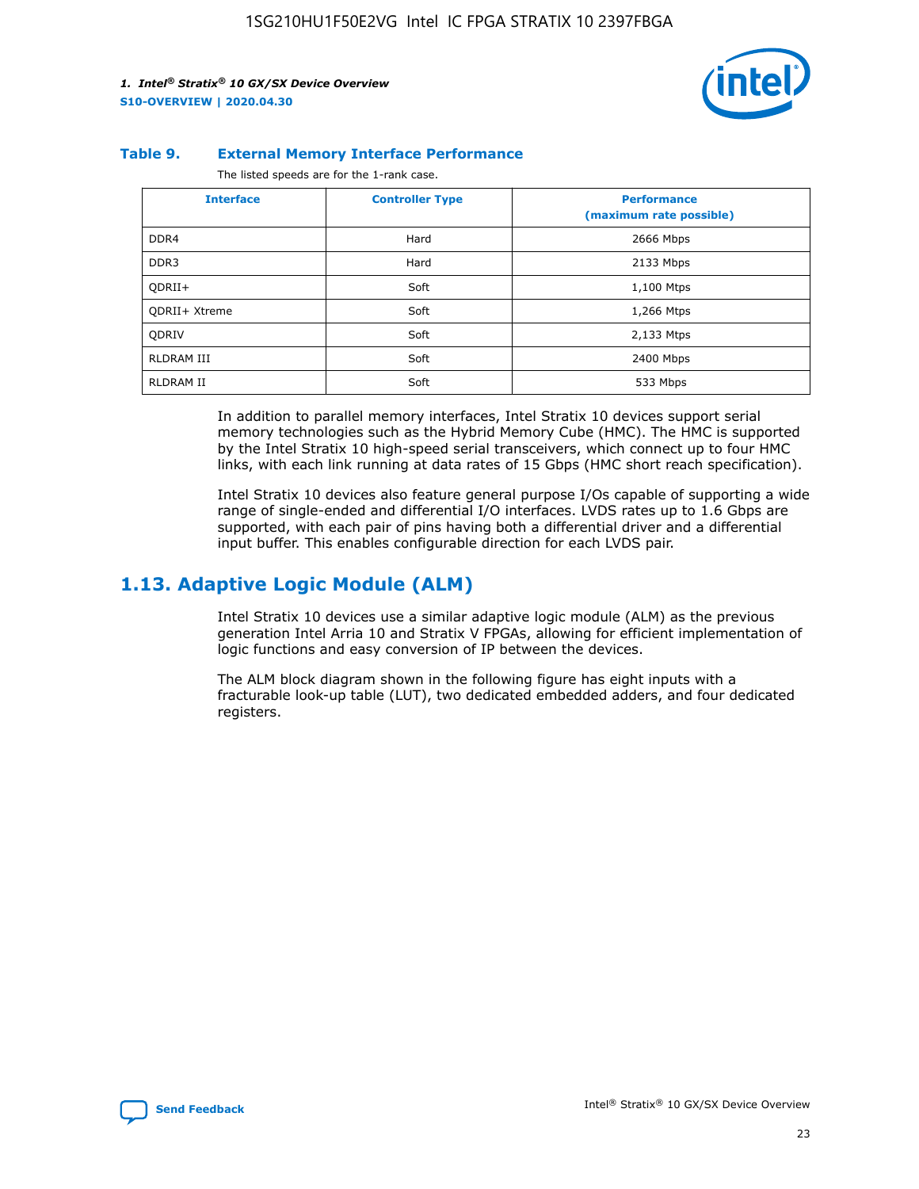**Table 9. External Memory Interface Performance**

The listed speeds are for the 1-rank case.

| Interface | Controller Type | Performance (maximum rate possible) |
|---|---|---|
| DDR4 | Hard | 2666 Mbps |
| DDR3 | Hard | 2133 Mbps |
| QDRII+ | Soft | 1,100 Mtps |
| QDRII+ Xtreme | Soft | 1,266 Mtps |
| QDRIV | Soft | 2,133 Mtps |
| RLDRAM III | Soft | 2400 Mbps |
| RLDRAM II | Soft | 533 Mbps |

In addition to parallel memory interfaces, Intel Stratix 10 devices support serial memory technologies such as the Hybrid Memory Cube (HMC). The HMC is supported by the Intel Stratix 10 high-speed serial transceivers, which connect up to four HMC links, with each link running at data rates of 15 Gbps (HMC short reach specification).

Intel Stratix 10 devices also feature general purpose I/Os capable of supporting a wide range of single-ended and differential I/O interfaces. LVDS rates up to 1.6 Gbps are supported, with each pair of pins having both a differential driver and a differential input buffer. This enables configurable direction for each LVDS pair.

## 1.13. Adaptive Logic Module (ALM)

Intel Stratix 10 devices use a similar adaptive logic module (ALM) as the previous generation Intel Arria 10 and Stratix V FPGAs, allowing for efficient implementation of logic functions and easy conversion of IP between the devices.

The ALM block diagram shown in the following figure has eight inputs with a fracturable look-up table (LUT), two dedicated embedded adders, and four dedicated registers.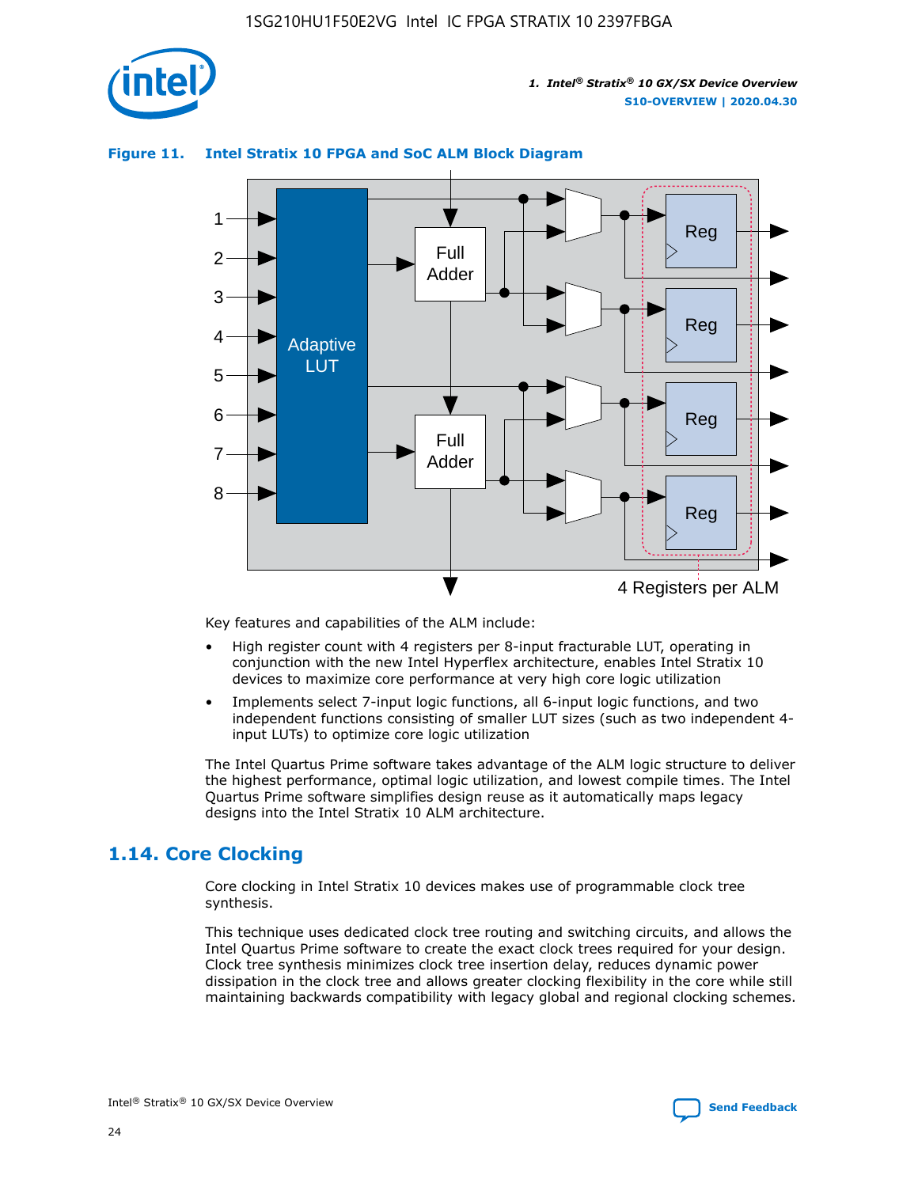**Figure 11. Intel Stratix 10 FPGA and SoC ALM Block Diagram**

Key features and capabilities of the ALM include:

- High register count with 4 registers per 8-input fracturable LUT, operating in conjunction with the new Intel Hyperflex architecture, enables Intel Stratix 10 devices to maximize core performance at very high core logic utilization
- Implements select 7-input logic functions, all 6-input logic functions, and two independent functions consisting of smaller LUT sizes (such as two independent 4-input LUTs) to optimize core logic utilization

The Intel Quartus Prime software takes advantage of the ALM logic structure to deliver the highest performance, optimal logic utilization, and lowest compile times. The Intel Quartus Prime software simplifies design reuse as it automatically maps legacy designs into the Intel Stratix 10 ALM architecture.

## 1.14. Core Clocking

Core clocking in Intel Stratix 10 devices makes use of programmable clock tree synthesis.

This technique uses dedicated clock tree routing and switching circuits, and allows the Intel Quartus Prime software to create the exact clock trees required for your design. Clock tree synthesis minimizes clock tree insertion delay, reduces dynamic power dissipation in the clock tree and allows greater clocking flexibility in the core while still maintaining backwards compatibility with legacy global and regional clocking schemes.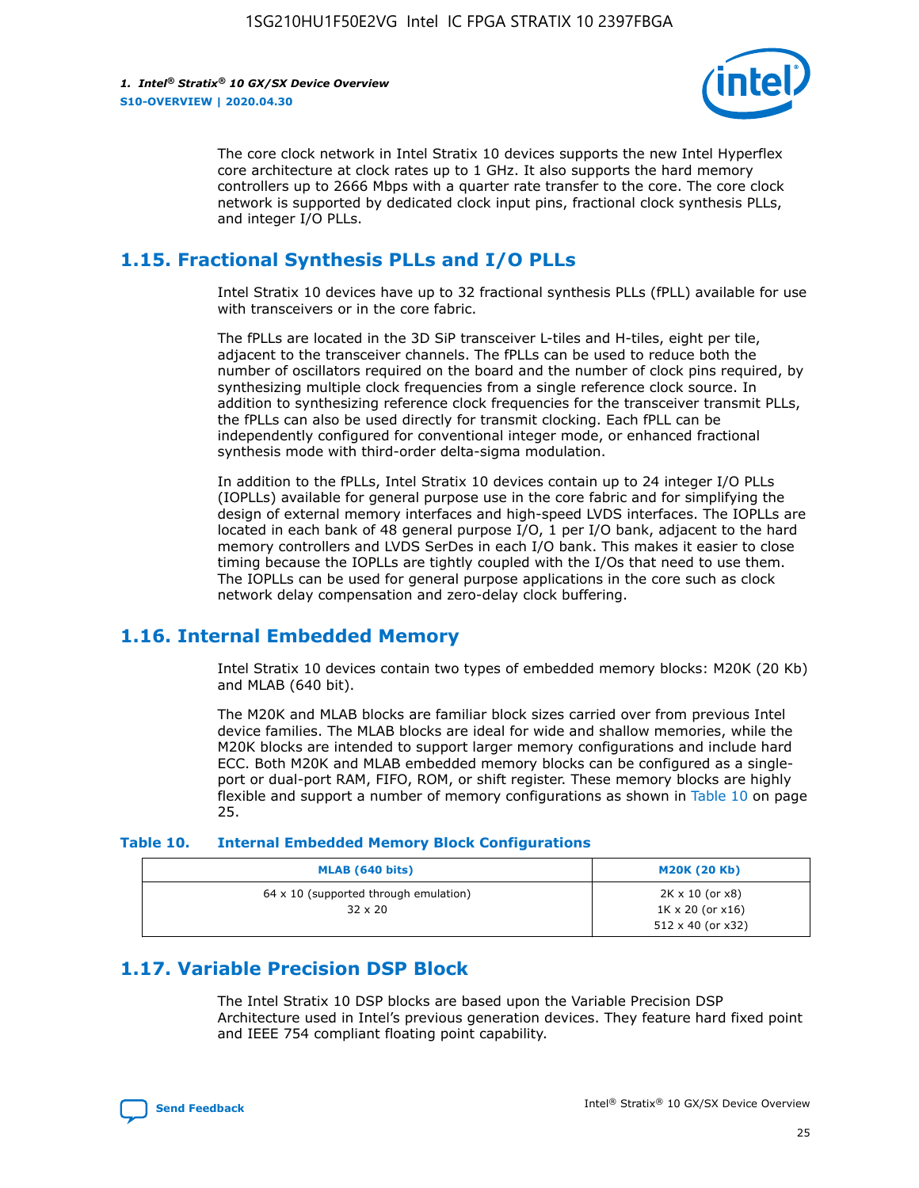The core clock network in Intel Stratix 10 devices supports the new Intel Hyperflex core architecture at clock rates up to 1 GHz. It also supports the hard memory controllers up to 2666 Mbps with a quarter rate transfer to the core. The core clock network is supported by dedicated clock input pins, fractional clock synthesis PLLs, and integer I/O PLLs.

## 1.15. Fractional Synthesis PLLs and I/O PLLs

Intel Stratix 10 devices have up to 32 fractional synthesis PLLs (fPLL) available for use with transceivers or in the core fabric.

The fPLLs are located in the 3D SiP transceiver L-tiles and H-tiles, eight per tile, adjacent to the transceiver channels. The fPLLs can be used to reduce both the number of oscillators required on the board and the number of clock pins required, by synthesizing multiple clock frequencies from a single reference clock source. In addition to synthesizing reference clock frequencies for the transceiver transmit PLLs, the fPLLs can also be used directly for transmit clocking. Each fPLL can be independently configured for conventional integer mode, or enhanced fractional synthesis mode with third-order delta-sigma modulation.

In addition to the fPLLs, Intel Stratix 10 devices contain up to 24 integer I/O PLLs (IOPLLs) available for general purpose use in the core fabric and for simplifying the design of external memory interfaces and high-speed LVDS interfaces. The IOPLLs are located in each bank of 48 general purpose I/O, 1 per I/O bank, adjacent to the hard memory controllers and LVDS SerDes in each I/O bank. This makes it easier to close timing because the IOPLLs are tightly coupled with the I/Os that need to use them. The IOPLLs can be used for general purpose applications in the core such as clock network delay compensation and zero-delay clock buffering.

## 1.16. Internal Embedded Memory

Intel Stratix 10 devices contain two types of embedded memory blocks: M20K (20 Kb) and MLAB (640 bit).

The M20K and MLAB blocks are familiar block sizes carried over from previous Intel device families. The MLAB blocks are ideal for wide and shallow memories, while the M20K blocks are intended to support larger memory configurations and include hard ECC. Both M20K and MLAB embedded memory blocks can be configured as a single-port or dual-port RAM, FIFO, ROM, or shift register. These memory blocks are highly flexible and support a number of memory configurations as shown in Table 10 on page 25.

**Table 10. Internal Embedded Memory Block Configurations**

| MLAB (640 bits) | M20K (20 Kb) |
|---|---|
| 64 x 10 (supported through emulation)<br>32 x 20 | 2K x 10 (or x8)<br>1K x 20 (or x16)<br>512 x 40 (or x32) |

## 1.17. Variable Precision DSP Block

The Intel Stratix 10 DSP blocks are based upon the Variable Precision DSP Architecture used in Intel's previous generation devices. They feature hard fixed point and IEEE 754 compliant floating point capability.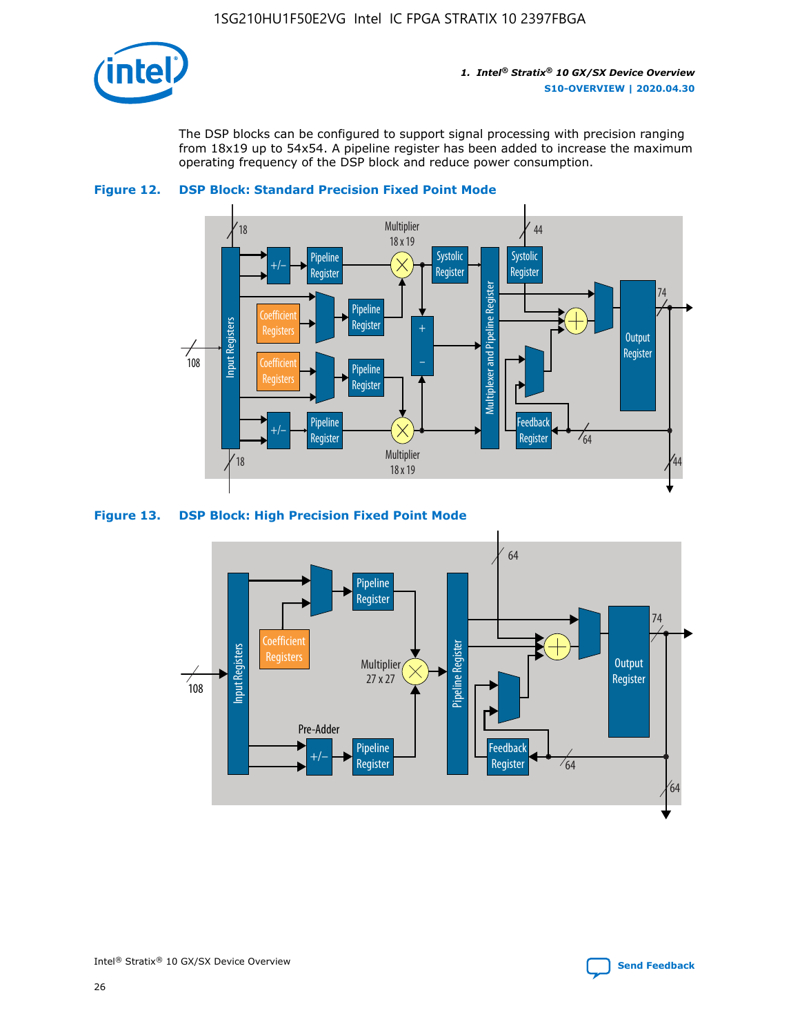The DSP blocks can be configured to support signal processing with precision ranging from 18x19 up to 54x54. A pipeline register has been added to increase the maximum operating frequency of the DSP block and reduce power consumption.

**Figure 12. DSP Block: Standard Precision Fixed Point Mode**

**Figure 13. DSP Block: High Precision Fixed Point Mode**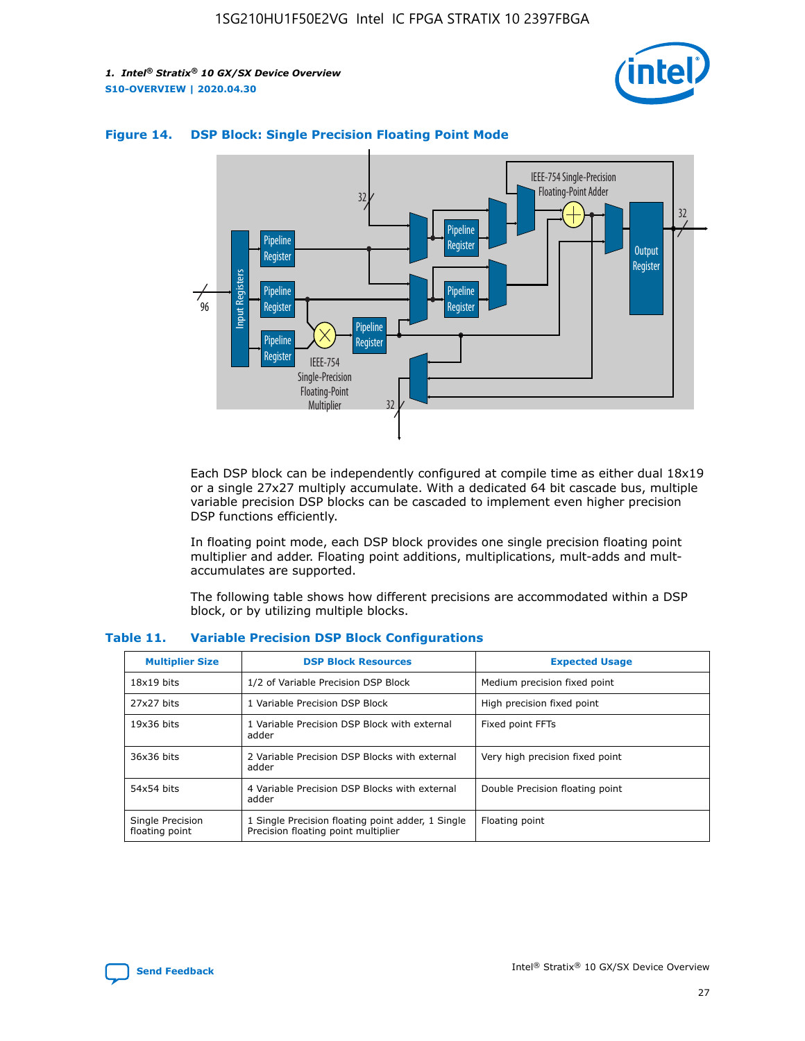**Figure 14. DSP Block: Single Precision Floating Point Mode**

Each DSP block can be independently configured at compile time as either dual 18x19 or a single 27x27 multiply accumulate. With a dedicated 64 bit cascade bus, multiple variable precision DSP blocks can be cascaded to implement even higher precision DSP functions efficiently.

In floating point mode, each DSP block provides one single precision floating point multiplier and adder. Floating point additions, multiplications, mult-adds and mult-accumulates are supported.

The following table shows how different precisions are accommodated within a DSP block, or by utilizing multiple blocks.

**Table 11. Variable Precision DSP Block Configurations**

| Multiplier Size | DSP Block Resources | Expected Usage |
|---|---|---|
| 18x19 bits | 1/2 of Variable Precision DSP Block | Medium precision fixed point |
| 27x27 bits | 1 Variable Precision DSP Block | High precision fixed point |
| 19x36 bits | 1 Variable Precision DSP Block with external adder | Fixed point FFTs |
| 36x36 bits | 2 Variable Precision DSP Blocks with external adder | Very high precision fixed point |
| 54x54 bits | 4 Variable Precision DSP Blocks with external adder | Double Precision floating point |
| Single Precision floating point | 1 Single Precision floating point adder, 1 Single Precision floating point multiplier | Floating point |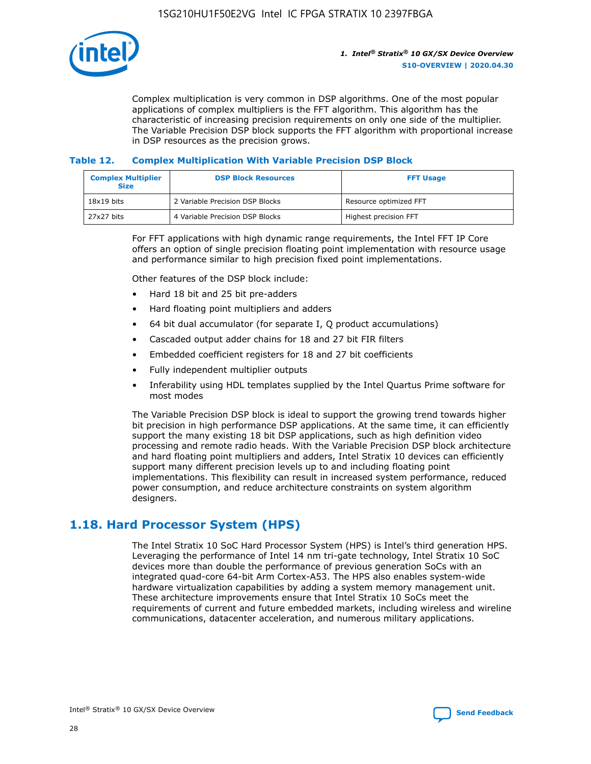Complex multiplication is very common in DSP algorithms. One of the most popular applications of complex multipliers is the FFT algorithm. This algorithm has the characteristic of increasing precision requirements on only one side of the multiplier. The Variable Precision DSP block supports the FFT algorithm with proportional increase in DSP resources as the precision grows.

### Table 12. Complex Multiplication With Variable Precision DSP Block

| Complex Multiplier Size | DSP Block Resources | FFT Usage |
|---|---|---|
| 18x19 bits | 2 Variable Precision DSP Blocks | Resource optimized FFT |
| 27x27 bits | 4 Variable Precision DSP Blocks | Highest precision FFT |

For FFT applications with high dynamic range requirements, the Intel FFT IP Core offers an option of single precision floating point implementation with resource usage and performance similar to high precision fixed point implementations.

Other features of the DSP block include:

- Hard 18 bit and 25 bit pre-adders
- Hard floating point multipliers and adders
- 64 bit dual accumulator (for separate I, Q product accumulations)
- Cascaded output adder chains for 18 and 27 bit FIR filters
- Embedded coefficient registers for 18 and 27 bit coefficients
- Fully independent multiplier outputs
- Inferability using HDL templates supplied by the Intel Quartus Prime software for most modes

The Variable Precision DSP block is ideal to support the growing trend towards higher bit precision in high performance DSP applications. At the same time, it can efficiently support the many existing 18 bit DSP applications, such as high definition video processing and remote radio heads. With the Variable Precision DSP block architecture and hard floating point multipliers and adders, Intel Stratix 10 devices can efficiently support many different precision levels up to and including floating point implementations. This flexibility can result in increased system performance, reduced power consumption, and reduce architecture constraints on system algorithm designers.

## 1.18. Hard Processor System (HPS)

The Intel Stratix 10 SoC Hard Processor System (HPS) is Intel's third generation HPS. Leveraging the performance of Intel 14 nm tri-gate technology, Intel Stratix 10 SoC devices more than double the performance of previous generation SoCs with an integrated quad-core 64-bit Arm Cortex-A53. The HPS also enables system-wide hardware virtualization capabilities by adding a system memory management unit. These architecture improvements ensure that Intel Stratix 10 SoCs meet the requirements of current and future embedded markets, including wireless and wireline communications, datacenter acceleration, and numerous military applications.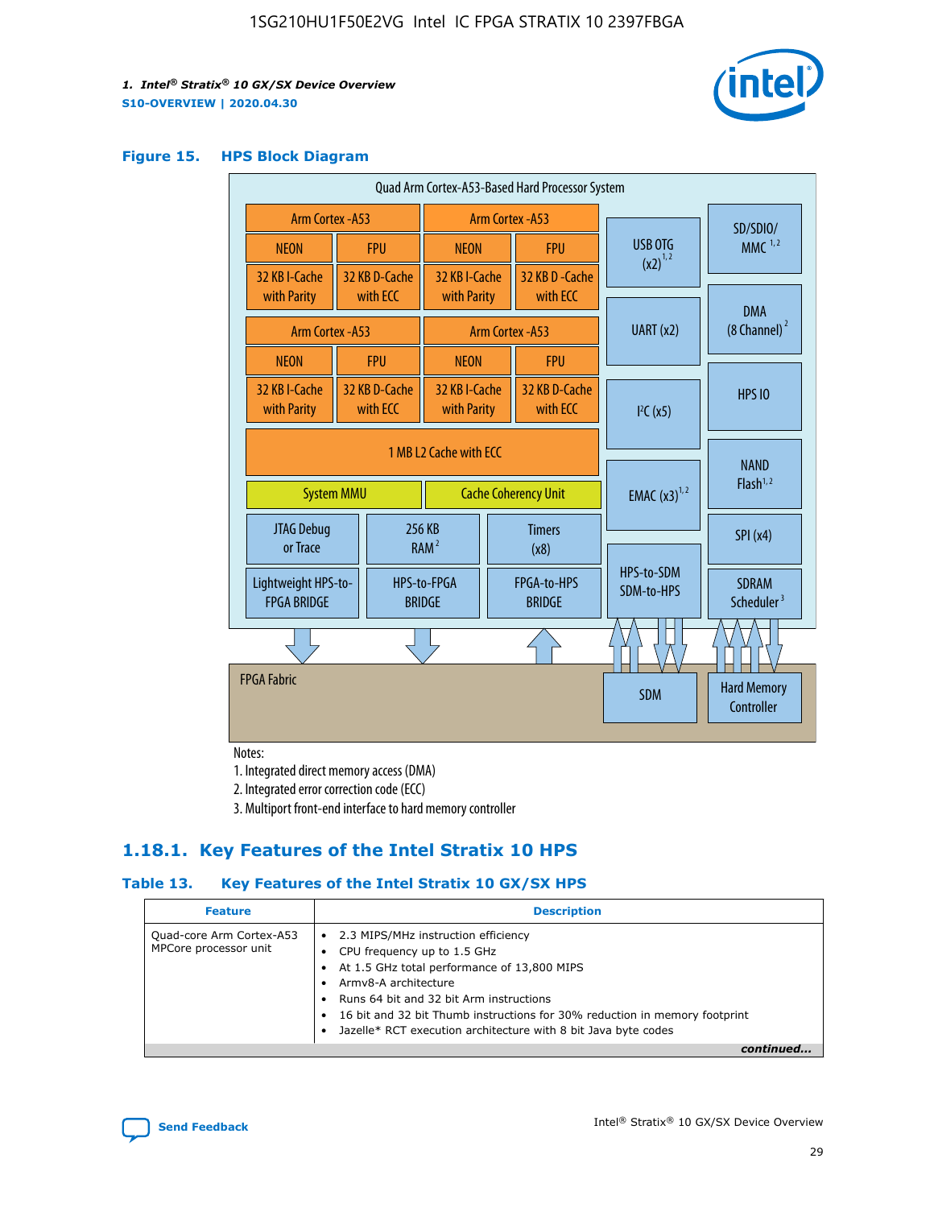## Figure 15. HPS Block Diagram

Quad Arm Cortex-A53-Based Hard Processor System

| Arm Cortex -A53 | | Arm Cortex -A53 | |
|---|---|---|---|
| NEON | FPU | NEON | FPU |
| 32 KB I-Cache with Parity | 32 KB D-Cache with ECC | 32 KB I-Cache with Parity | 32 KB D -Cache with ECC |
| Arm Cortex -A53 | | Arm Cortex -A53 | |
| NEON | FPU | NEON | FPU |
| 32 KB I-Cache with Parity | 32 KB D-Cache with ECC | 32 KB I-Cache with Parity | 32 KB D-Cache with ECC |

1 MB L2 Cache with ECC

System MMU | Cache Coherency Unit

JTAG Debug or Trace | 256 KB RAM [2] | Timers (x8)

Lightweight HPS-to-FPGA BRIDGE | HPS-to-FPGA BRIDGE | FPGA-to-HPS BRIDGE

USB OTG (x2) [1,2] | UART (x2) | I²C (x5) | EMAC (x3) [1,2] | HPS-to-SDM SDM-to-HPS

SD/SDIO/MMC [1,2] | DMA (8 Channel) [2] | HPS IO | NAND Flash [1,2] | SPI (x4) | SDRAM Scheduler [3]

FPGA Fabric | SDM | Hard Memory Controller

Notes:

1. Integrated direct memory access (DMA)
2. Integrated error correction code (ECC)
3. Multiport front-end interface to hard memory controller

## 1.18.1. Key Features of the Intel Stratix 10 HPS

### Table 13. Key Features of the Intel Stratix 10 GX/SX HPS

| Feature | Description |
|---|---|
| Quad-core Arm Cortex-A53 MPCore processor unit | • 2.3 MIPS/MHz instruction efficiency<br>• CPU frequency up to 1.5 GHz<br>• At 1.5 GHz total performance of 13,800 MIPS<br>• Armv8-A architecture<br>• Runs 64 bit and 32 bit Arm instructions<br>• 16 bit and 32 bit Thumb instructions for 30% reduction in memory footprint<br>• Jazelle* RCT execution architecture with 8 bit Java byte codes |

*continued...*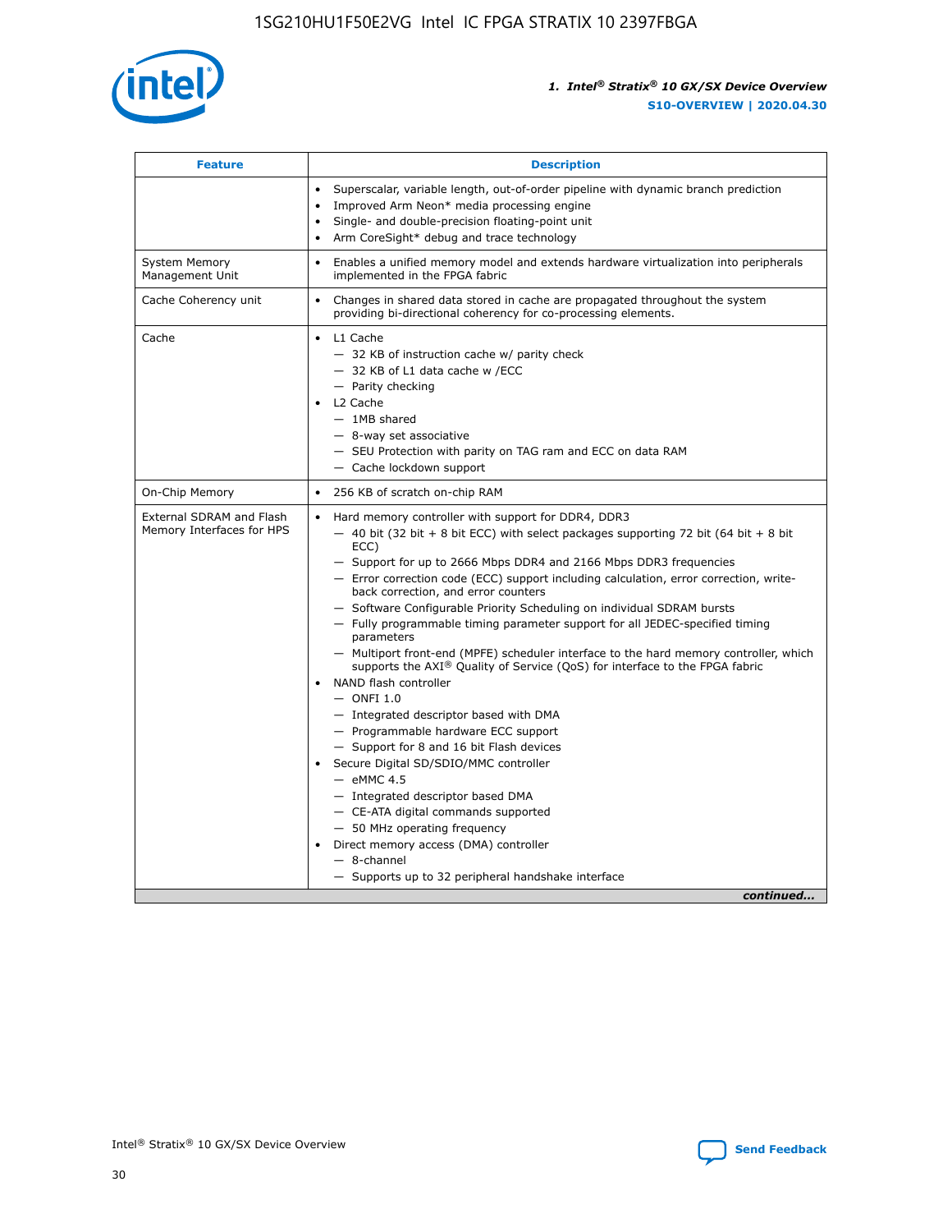| Feature | Description |
| --- | --- |
| | • Superscalar, variable length, out-of-order pipeline with dynamic branch prediction<br>• Improved Arm Neon* media processing engine<br>• Single- and double-precision floating-point unit<br>• Arm CoreSight* debug and trace technology |
| System Memory Management Unit | • Enables a unified memory model and extends hardware virtualization into peripherals implemented in the FPGA fabric |
| Cache Coherency unit | • Changes in shared data stored in cache are propagated throughout the system providing bi-directional coherency for co-processing elements. |
| Cache | • L1 Cache<br>— 32 KB of instruction cache w/ parity check<br>— 32 KB of L1 data cache w /ECC<br>— Parity checking<br>• L2 Cache<br>— 1MB shared<br>— 8-way set associative<br>— SEU Protection with parity on TAG ram and ECC on data RAM<br>— Cache lockdown support |
| On-Chip Memory | • 256 KB of scratch on-chip RAM |
| External SDRAM and Flash Memory Interfaces for HPS | • Hard memory controller with support for DDR4, DDR3<br>— 40 bit (32 bit + 8 bit ECC) with select packages supporting 72 bit (64 bit + 8 bit ECC)<br>— Support for up to 2666 Mbps DDR4 and 2166 Mbps DDR3 frequencies<br>— Error correction code (ECC) support including calculation, error correction, write-back correction, and error counters<br>— Software Configurable Priority Scheduling on individual SDRAM bursts<br>— Fully programmable timing parameter support for all JEDEC-specified timing parameters<br>— Multiport front-end (MPFE) scheduler interface to the hard memory controller, which supports the AXI® Quality of Service (QoS) for interface to the FPGA fabric<br>• NAND flash controller<br>— ONFI 1.0<br>— Integrated descriptor based with DMA<br>— Programmable hardware ECC support<br>— Support for 8 and 16 bit Flash devices<br>• Secure Digital SD/SDIO/MMC controller<br>— eMMC 4.5<br>— Integrated descriptor based DMA<br>— CE-ATA digital commands supported<br>— 50 MHz operating frequency<br>• Direct memory access (DMA) controller<br>— 8-channel<br>— Supports up to 32 peripheral handshake interface |

*continued...*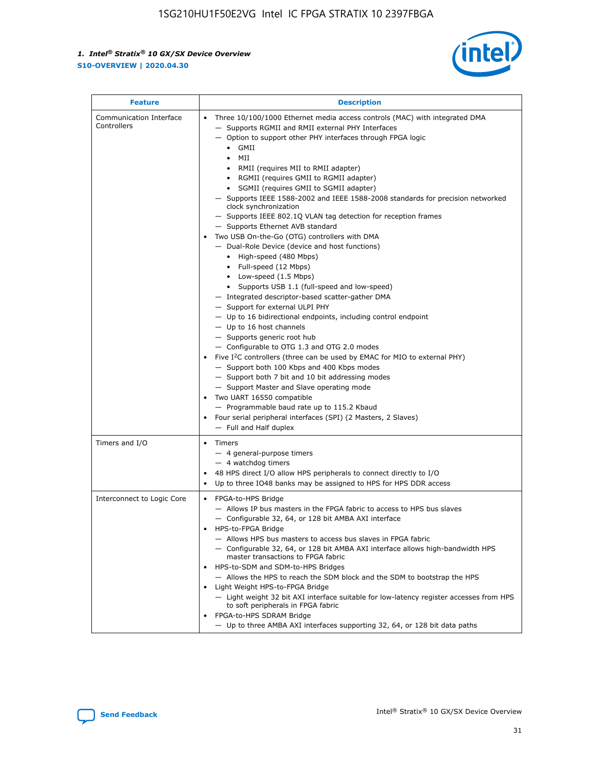| Feature | Description |
| --- | --- |
| Communication Interface Controllers | • Three 10/100/1000 Ethernet media access controls (MAC) with integrated DMA<br>— Supports RGMII and RMII external PHY Interfaces<br>— Option to support other PHY interfaces through FPGA logic<br>• GMII<br>• MII<br>• RMII (requires MII to RMII adapter)<br>• RGMII (requires GMII to RGMII adapter)<br>• SGMII (requires GMII to SGMII adapter)<br>— Supports IEEE 1588-2002 and IEEE 1588-2008 standards for precision networked clock synchronization<br>— Supports IEEE 802.1Q VLAN tag detection for reception frames<br>— Supports Ethernet AVB standard<br>• Two USB On-the-Go (OTG) controllers with DMA<br>— Dual-Role Device (device and host functions)<br>• High-speed (480 Mbps)<br>• Full-speed (12 Mbps)<br>• Low-speed (1.5 Mbps)<br>• Supports USB 1.1 (full-speed and low-speed)<br>— Integrated descriptor-based scatter-gather DMA<br>— Support for external ULPI PHY<br>— Up to 16 bidirectional endpoints, including control endpoint<br>— Up to 16 host channels<br>— Supports generic root hub<br>— Configurable to OTG 1.3 and OTG 2.0 modes<br>• Five I$^2$C controllers (three can be used by EMAC for MIO to external PHY)<br>— Support both 100 Kbps and 400 Kbps modes<br>— Support both 7 bit and 10 bit addressing modes<br>— Support Master and Slave operating mode<br>• Two UART 16550 compatible<br>— Programmable baud rate up to 115.2 Kbaud<br>• Four serial peripheral interfaces (SPI) (2 Masters, 2 Slaves)<br>— Full and Half duplex |
| Timers and I/O | • Timers<br>— 4 general-purpose timers<br>— 4 watchdog timers<br>• 48 HPS direct I/O allow HPS peripherals to connect directly to I/O<br>• Up to three IO48 banks may be assigned to HPS for HPS DDR access |
| Interconnect to Logic Core | • FPGA-to-HPS Bridge<br>— Allows IP bus masters in the FPGA fabric to access to HPS bus slaves<br>— Configurable 32, 64, or 128 bit AMBA AXI interface<br>• HPS-to-FPGA Bridge<br>— Allows HPS bus masters to access bus slaves in FPGA fabric<br>— Configurable 32, 64, or 128 bit AMBA AXI interface allows high-bandwidth HPS master transactions to FPGA fabric<br>• HPS-to-SDM and SDM-to-HPS Bridges<br>— Allows the HPS to reach the SDM block and the SDM to bootstrap the HPS<br>• Light Weight HPS-to-FPGA Bridge<br>— Light weight 32 bit AXI interface suitable for low-latency register accesses from HPS to soft peripherals in FPGA fabric<br>• FPGA-to-HPS SDRAM Bridge<br>— Up to three AMBA AXI interfaces supporting 32, 64, or 128 bit data paths |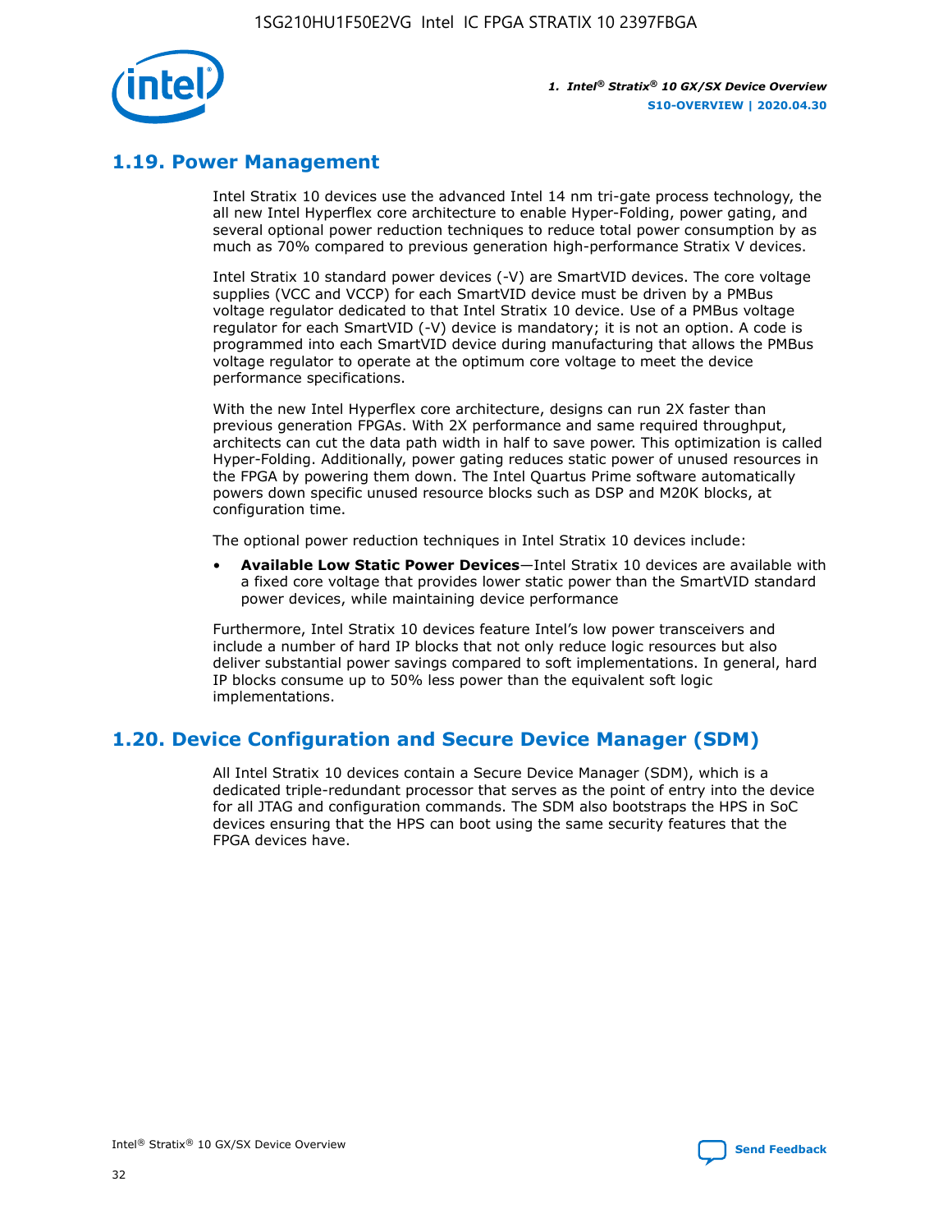## 1.19. Power Management

Intel Stratix 10 devices use the advanced Intel 14 nm tri-gate process technology, the all new Intel Hyperflex core architecture to enable Hyper-Folding, power gating, and several optional power reduction techniques to reduce total power consumption by as much as 70% compared to previous generation high-performance Stratix V devices.

Intel Stratix 10 standard power devices (-V) are SmartVID devices. The core voltage supplies (VCC and VCCP) for each SmartVID device must be driven by a PMBus voltage regulator dedicated to that Intel Stratix 10 device. Use of a PMBus voltage regulator for each SmartVID (-V) device is mandatory; it is not an option. A code is programmed into each SmartVID device during manufacturing that allows the PMBus voltage regulator to operate at the optimum core voltage to meet the device performance specifications.

With the new Intel Hyperflex core architecture, designs can run 2X faster than previous generation FPGAs. With 2X performance and same required throughput, architects can cut the data path width in half to save power. This optimization is called Hyper-Folding. Additionally, power gating reduces static power of unused resources in the FPGA by powering them down. The Intel Quartus Prime software automatically powers down specific unused resource blocks such as DSP and M20K blocks, at configuration time.

The optional power reduction techniques in Intel Stratix 10 devices include:

- **Available Low Static Power Devices**—Intel Stratix 10 devices are available with a fixed core voltage that provides lower static power than the SmartVID standard power devices, while maintaining device performance

Furthermore, Intel Stratix 10 devices feature Intel's low power transceivers and include a number of hard IP blocks that not only reduce logic resources but also deliver substantial power savings compared to soft implementations. In general, hard IP blocks consume up to 50% less power than the equivalent soft logic implementations.

## 1.20. Device Configuration and Secure Device Manager (SDM)

All Intel Stratix 10 devices contain a Secure Device Manager (SDM), which is a dedicated triple-redundant processor that serves as the point of entry into the device for all JTAG and configuration commands. The SDM also bootstraps the HPS in SoC devices ensuring that the HPS can boot using the same security features that the FPGA devices have.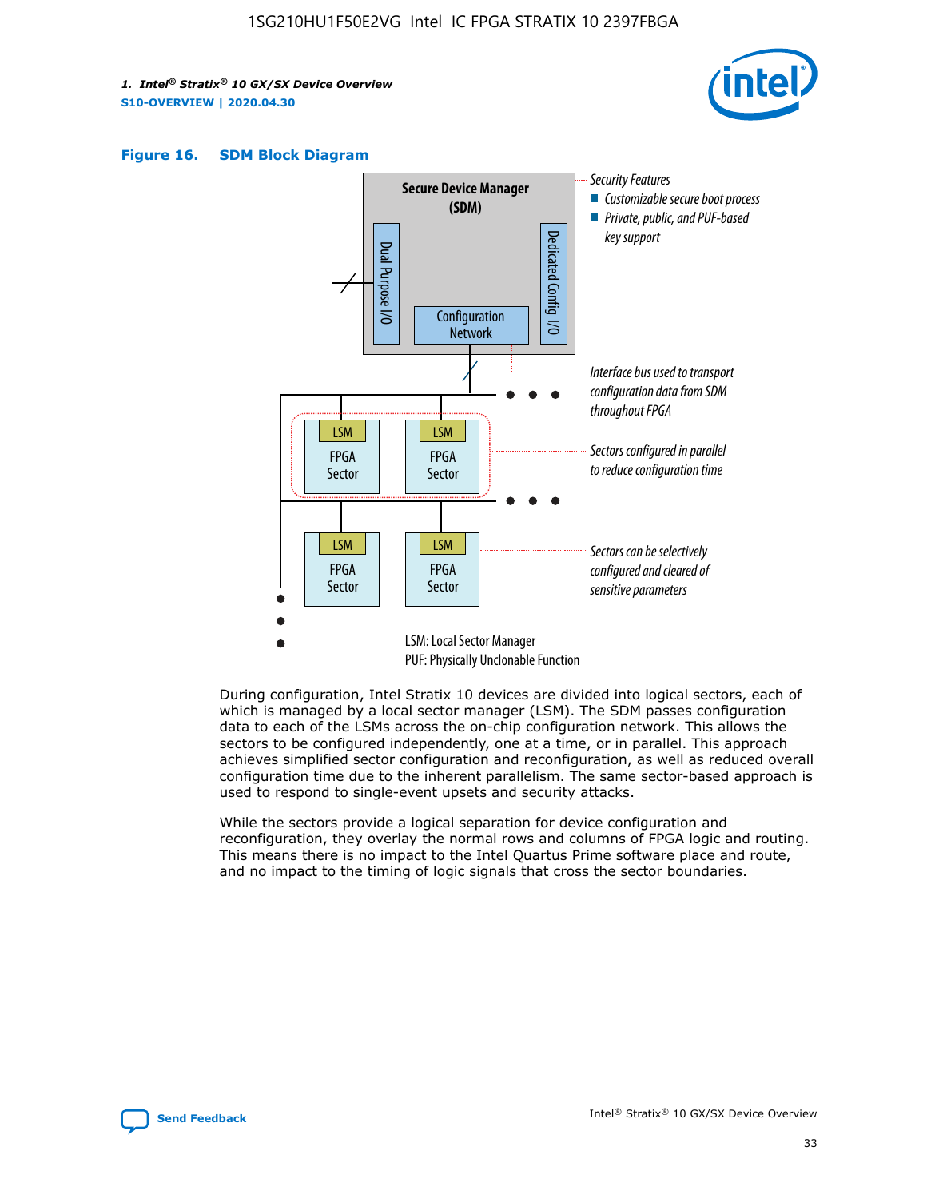**Figure 16. SDM Block Diagram**

Secure Device Manager (SDM)

Dual Purpose I/O

Dedicated Config I/O

Configuration Network

*Security Features*
- *Customizable secure boot process*
- *Private, public, and PUF-based key support*

*Interface bus used to transport configuration data from SDM throughout FPGA*

*Sectors configured in parallel to reduce configuration time*

*Sectors can be selectively configured and cleared of sensitive parameters*

LSM: Local Sector Manager
PUF: Physically Unclonable Function

During configuration, Intel Stratix 10 devices are divided into logical sectors, each of which is managed by a local sector manager (LSM). The SDM passes configuration data to each of the LSMs across the on-chip configuration network. This allows the sectors to be configured independently, one at a time, or in parallel. This approach achieves simplified sector configuration and reconfiguration, as well as reduced overall configuration time due to the inherent parallelism. The same sector-based approach is used to respond to single-event upsets and security attacks.

While the sectors provide a logical separation for device configuration and reconfiguration, they overlay the normal rows and columns of FPGA logic and routing. This means there is no impact to the Intel Quartus Prime software place and route, and no impact to the timing of logic signals that cross the sector boundaries.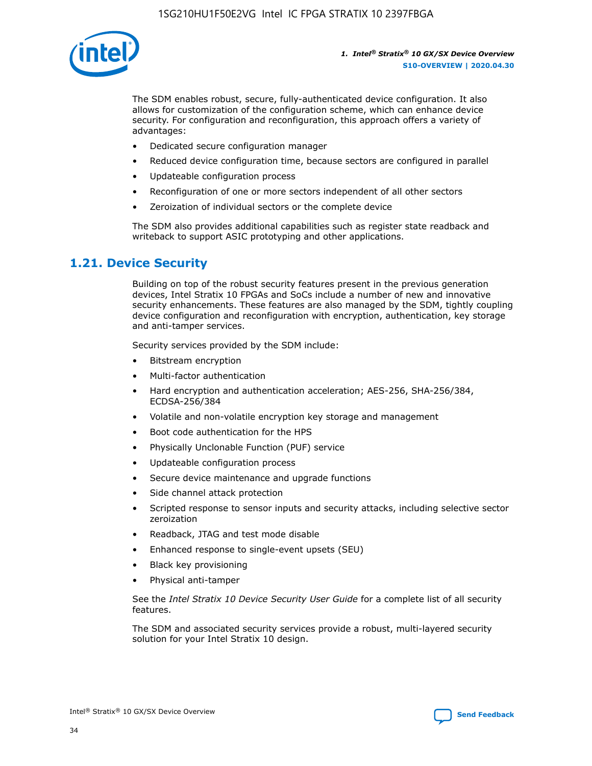The SDM enables robust, secure, fully-authenticated device configuration. It also allows for customization of the configuration scheme, which can enhance device security. For configuration and reconfiguration, this approach offers a variety of advantages:

- Dedicated secure configuration manager
- Reduced device configuration time, because sectors are configured in parallel
- Updateable configuration process
- Reconfiguration of one or more sectors independent of all other sectors
- Zeroization of individual sectors or the complete device

The SDM also provides additional capabilities such as register state readback and writeback to support ASIC prototyping and other applications.

## 1.21. Device Security

Building on top of the robust security features present in the previous generation devices, Intel Stratix 10 FPGAs and SoCs include a number of new and innovative security enhancements. These features are also managed by the SDM, tightly coupling device configuration and reconfiguration with encryption, authentication, key storage and anti-tamper services.

Security services provided by the SDM include:

- Bitstream encryption
- Multi-factor authentication
- Hard encryption and authentication acceleration; AES-256, SHA-256/384, ECDSA-256/384
- Volatile and non-volatile encryption key storage and management
- Boot code authentication for the HPS
- Physically Unclonable Function (PUF) service
- Updateable configuration process
- Secure device maintenance and upgrade functions
- Side channel attack protection
- Scripted response to sensor inputs and security attacks, including selective sector zeroization
- Readback, JTAG and test mode disable
- Enhanced response to single-event upsets (SEU)
- Black key provisioning
- Physical anti-tamper

See the *Intel Stratix 10 Device Security User Guide* for a complete list of all security features.

The SDM and associated security services provide a robust, multi-layered security solution for your Intel Stratix 10 design.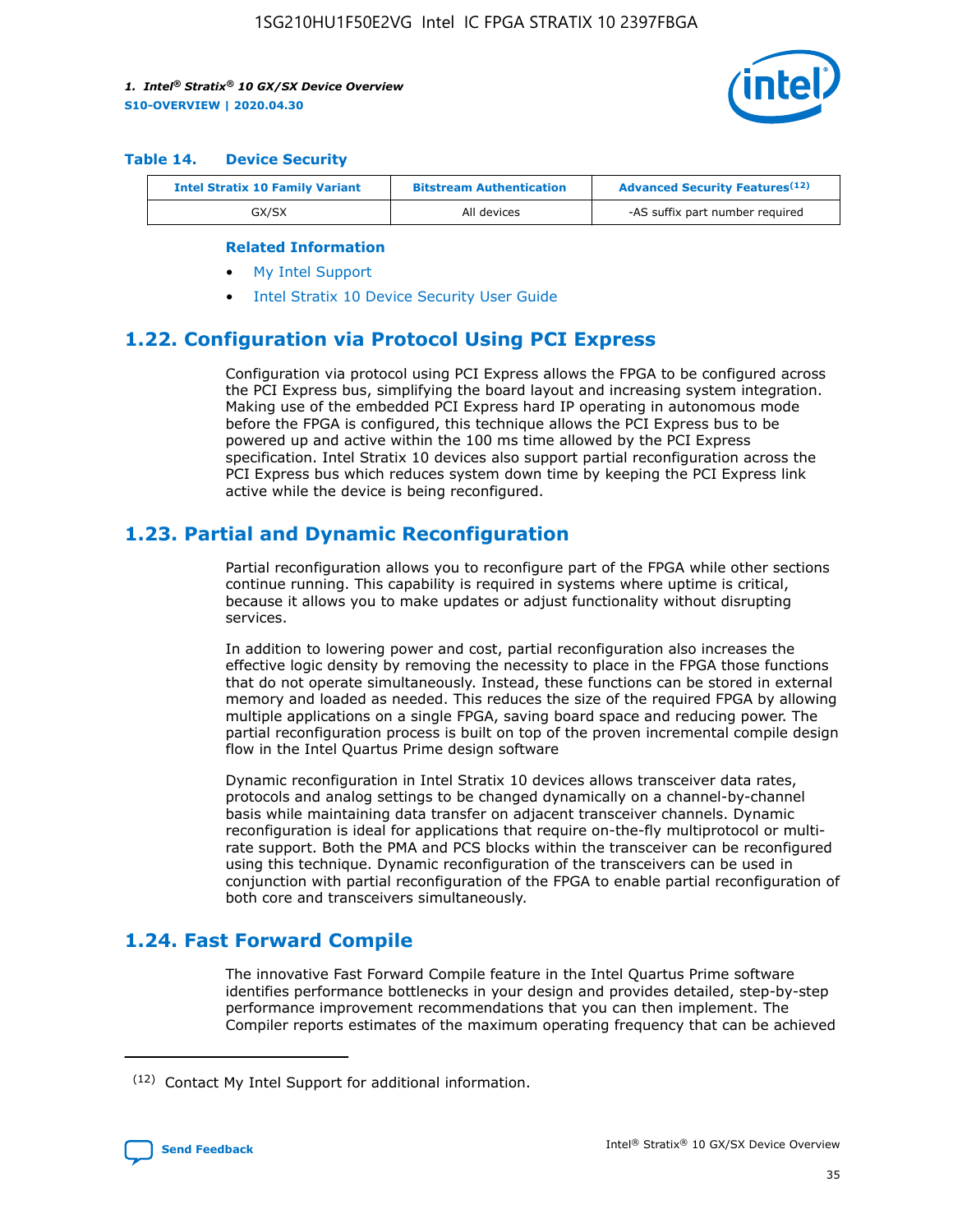#### Table 14. Device Security

| Intel Stratix 10 Family Variant | Bitstream Authentication | Advanced Security Features[12] |
|---|---|---|
| GX/SX | All devices | -AS suffix part number required |

**Related Information**

- My Intel Support
- Intel Stratix 10 Device Security User Guide

## 1.22. Configuration via Protocol Using PCI Express

Configuration via protocol using PCI Express allows the FPGA to be configured across the PCI Express bus, simplifying the board layout and increasing system integration. Making use of the embedded PCI Express hard IP operating in autonomous mode before the FPGA is configured, this technique allows the PCI Express bus to be powered up and active within the 100 ms time allowed by the PCI Express specification. Intel Stratix 10 devices also support partial reconfiguration across the PCI Express bus which reduces system down time by keeping the PCI Express link active while the device is being reconfigured.

## 1.23. Partial and Dynamic Reconfiguration

Partial reconfiguration allows you to reconfigure part of the FPGA while other sections continue running. This capability is required in systems where uptime is critical, because it allows you to make updates or adjust functionality without disrupting services.

In addition to lowering power and cost, partial reconfiguration also increases the effective logic density by removing the necessity to place in the FPGA those functions that do not operate simultaneously. Instead, these functions can be stored in external memory and loaded as needed. This reduces the size of the required FPGA by allowing multiple applications on a single FPGA, saving board space and reducing power. The partial reconfiguration process is built on top of the proven incremental compile design flow in the Intel Quartus Prime design software

Dynamic reconfiguration in Intel Stratix 10 devices allows transceiver data rates, protocols and analog settings to be changed dynamically on a channel-by-channel basis while maintaining data transfer on adjacent transceiver channels. Dynamic reconfiguration is ideal for applications that require on-the-fly multiprotocol or multi-rate support. Both the PMA and PCS blocks within the transceiver can be reconfigured using this technique. Dynamic reconfiguration of the transceivers can be used in conjunction with partial reconfiguration of the FPGA to enable partial reconfiguration of both core and transceivers simultaneously.

## 1.24. Fast Forward Compile

The innovative Fast Forward Compile feature in the Intel Quartus Prime software identifies performance bottlenecks in your design and provides detailed, step-by-step performance improvement recommendations that you can then implement. The Compiler reports estimates of the maximum operating frequency that can be achieved

[12] Contact My Intel Support for additional information.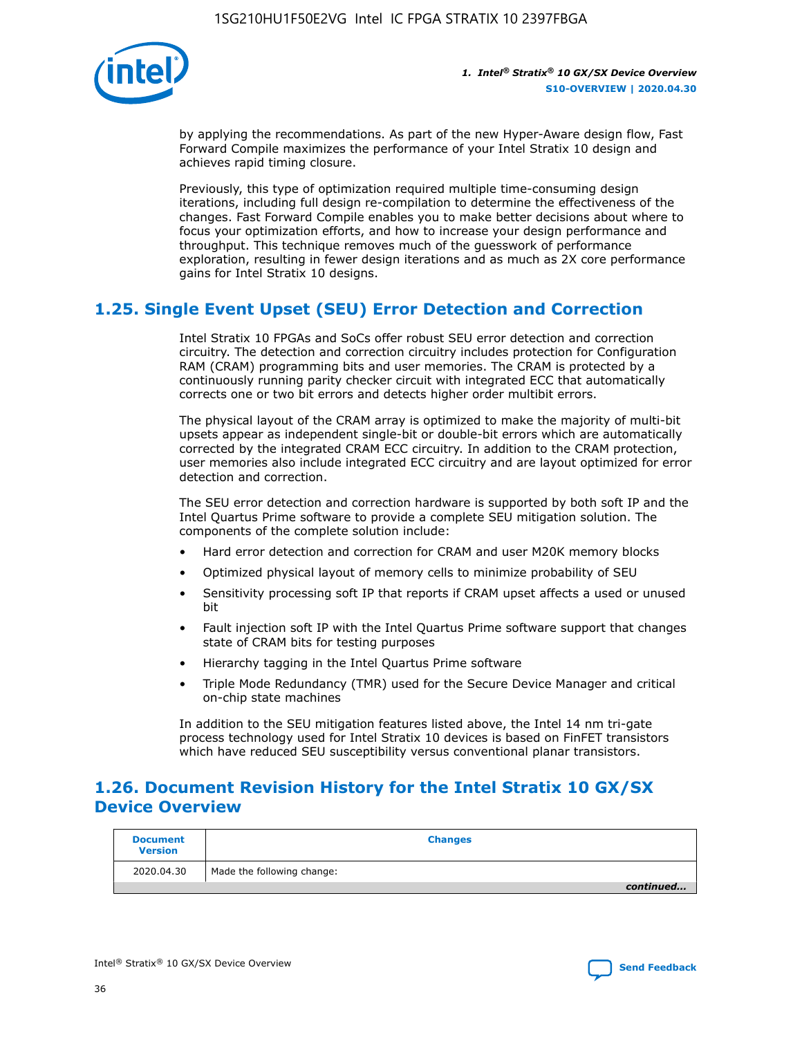by applying the recommendations. As part of the new Hyper-Aware design flow, Fast Forward Compile maximizes the performance of your Intel Stratix 10 design and achieves rapid timing closure.

Previously, this type of optimization required multiple time-consuming design iterations, including full design re-compilation to determine the effectiveness of the changes. Fast Forward Compile enables you to make better decisions about where to focus your optimization efforts, and how to increase your design performance and throughput. This technique removes much of the guesswork of performance exploration, resulting in fewer design iterations and as much as 2X core performance gains for Intel Stratix 10 designs.

## 1.25. Single Event Upset (SEU) Error Detection and Correction

Intel Stratix 10 FPGAs and SoCs offer robust SEU error detection and correction circuitry. The detection and correction circuitry includes protection for Configuration RAM (CRAM) programming bits and user memories. The CRAM is protected by a continuously running parity checker circuit with integrated ECC that automatically corrects one or two bit errors and detects higher order multibit errors.

The physical layout of the CRAM array is optimized to make the majority of multi-bit upsets appear as independent single-bit or double-bit errors which are automatically corrected by the integrated CRAM ECC circuitry. In addition to the CRAM protection, user memories also include integrated ECC circuitry and are layout optimized for error detection and correction.

The SEU error detection and correction hardware is supported by both soft IP and the Intel Quartus Prime software to provide a complete SEU mitigation solution. The components of the complete solution include:

- Hard error detection and correction for CRAM and user M20K memory blocks
- Optimized physical layout of memory cells to minimize probability of SEU
- Sensitivity processing soft IP that reports if CRAM upset affects a used or unused bit
- Fault injection soft IP with the Intel Quartus Prime software support that changes state of CRAM bits for testing purposes
- Hierarchy tagging in the Intel Quartus Prime software
- Triple Mode Redundancy (TMR) used for the Secure Device Manager and critical on-chip state machines

In addition to the SEU mitigation features listed above, the Intel 14 nm tri-gate process technology used for Intel Stratix 10 devices is based on FinFET transistors which have reduced SEU susceptibility versus conventional planar transistors.

## 1.26. Document Revision History for the Intel Stratix 10 GX/SX Device Overview

| Document Version | Changes |
|---|---|
| 2020.04.30 | Made the following change: |
| | *continued...* |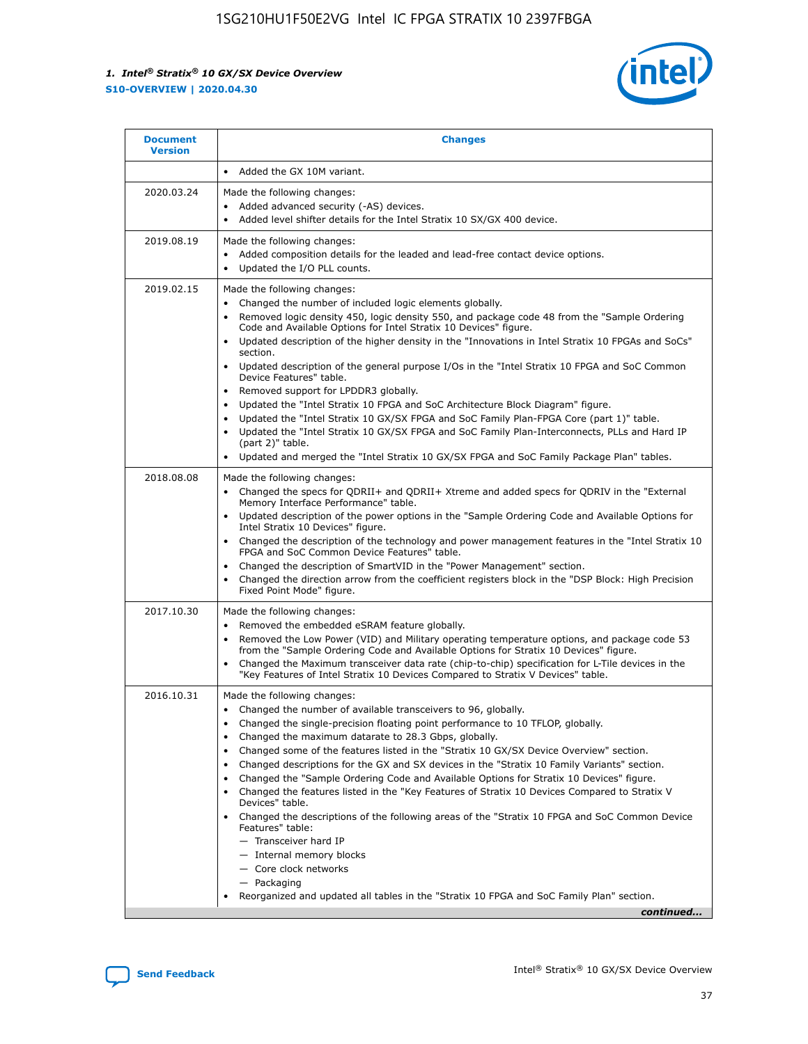| Document Version | Changes |
| --- | --- |
| | • Added the GX 10M variant. |
| 2020.03.24 | Made the following changes:<br>• Added advanced security (-AS) devices.<br>• Added level shifter details for the Intel Stratix 10 SX/GX 400 device. |
| 2019.08.19 | Made the following changes:<br>• Added composition details for the leaded and lead-free contact device options.<br>• Updated the I/O PLL counts. |
| 2019.02.15 | Made the following changes:<br>• Changed the number of included logic elements globally.<br>• Removed logic density 450, logic density 550, and package code 48 from the "Sample Ordering Code and Available Options for Intel Stratix 10 Devices" figure.<br>• Updated description of the higher density in the "Innovations in Intel Stratix 10 FPGAs and SoCs" section.<br>• Updated description of the general purpose I/Os in the "Intel Stratix 10 FPGA and SoC Common Device Features" table.<br>• Removed support for LPDDR3 globally.<br>• Updated the "Intel Stratix 10 FPGA and SoC Architecture Block Diagram" figure.<br>• Updated the "Intel Stratix 10 GX/SX FPGA and SoC Family Plan-FPGA Core (part 1)" table.<br>• Updated the "Intel Stratix 10 GX/SX FPGA and SoC Family Plan-Interconnects, PLLs and Hard IP (part 2)" table.<br>• Updated and merged the "Intel Stratix 10 GX/SX FPGA and SoC Family Package Plan" tables. |
| 2018.08.08 | Made the following changes:<br>• Changed the specs for QDRII+ and QDRII+ Xtreme and added specs for QDRIV in the "External Memory Interface Performance" table.<br>• Updated description of the power options in the "Sample Ordering Code and Available Options for Intel Stratix 10 Devices" figure.<br>• Changed the description of the technology and power management features in the "Intel Stratix 10 FPGA and SoC Common Device Features" table.<br>• Changed the description of SmartVID in the "Power Management" section.<br>• Changed the direction arrow from the coefficient registers block in the "DSP Block: High Precision Fixed Point Mode" figure. |
| 2017.10.30 | Made the following changes:<br>• Removed the embedded eSRAM feature globally.<br>• Removed the Low Power (VID) and Military operating temperature options, and package code 53 from the "Sample Ordering Code and Available Options for Intel Stratix 10 Devices" figure.<br>• Changed the Maximum transceiver data rate (chip-to-chip) specification for L-Tile devices in the "Key Features of Intel Stratix 10 Devices Compared to Stratix V Devices" table. |
| 2016.10.31 | Made the following changes:<br>• Changed the number of available transceivers to 96, globally.<br>• Changed the single-precision floating point performance to 10 TFLOP, globally.<br>• Changed the maximum datarate to 28.3 Gbps, globally.<br>• Changed some of the features listed in the "Stratix 10 GX/SX Device Overview" section.<br>• Changed descriptions for the GX and SX devices in the "Stratix 10 Family Variants" section.<br>• Changed the "Sample Ordering Code and Available Options for Stratix 10 Devices" figure.<br>• Changed the features listed in the "Key Features of Stratix 10 Devices Compared to Stratix V Devices" table.<br>• Changed the descriptions of the following areas of the "Stratix 10 FPGA and SoC Common Device Features" table:<br>— Transceiver hard IP<br>— Internal memory blocks<br>— Core clock networks<br>— Packaging<br>• Reorganized and updated all tables in the "Stratix 10 FPGA and SoC Family Plan" section. |

*continued...*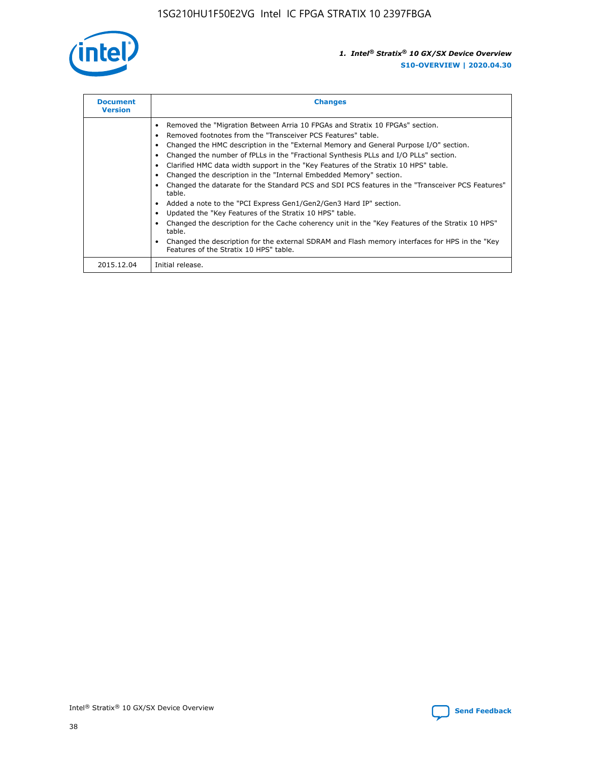| Document Version | Changes |
| --- | --- |
| | • Removed the "Migration Between Arria 10 FPGAs and Stratix 10 FPGAs" section. • Removed footnotes from the "Transceiver PCS Features" table. • Changed the HMC description in the "External Memory and General Purpose I/O" section. • Changed the number of fPLLs in the "Fractional Synthesis PLLs and I/O PLLs" section. • Clarified HMC data width support in the "Key Features of the Stratix 10 HPS" table. • Changed the description in the "Internal Embedded Memory" section. • Changed the datarate for the Standard PCS and SDI PCS features in the "Transceiver PCS Features" table. • Added a note to the "PCI Express Gen1/Gen2/Gen3 Hard IP" section. • Updated the "Key Features of the Stratix 10 HPS" table. • Changed the description for the Cache coherency unit in the "Key Features of the Stratix 10 HPS" table. • Changed the description for the external SDRAM and Flash memory interfaces for HPS in the "Key Features of the Stratix 10 HPS" table. |
| 2015.12.04 | Initial release. |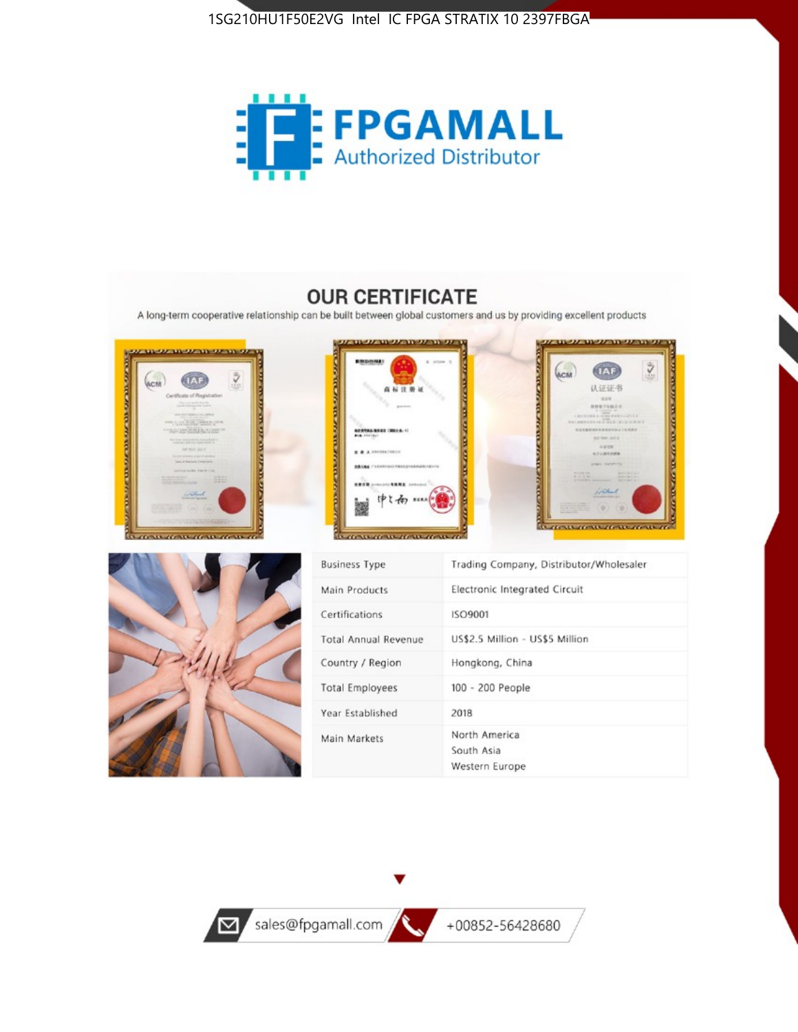# FPGAMALL

Authorized Distributor

## OUR CERTIFICATE

A long-term cooperative relationship can be built between global customers and us by providing excellent products

| | |
|---|---|
| Business Type | Trading Company, Distributor/Wholesaler |
| Main Products | Electronic Integrated Circuit |
| Certifications | ISO9001 |
| Total Annual Revenue | US$2.5 Million - US$5 Million |
| Country / Region | Hongkong, China |
| Total Employees | 100 - 200 People |
| Year Established | 2018 |
| Main Markets | North America<br>South Asia<br>Western Europe |

sales@fpgamall.com

+00852-56428680